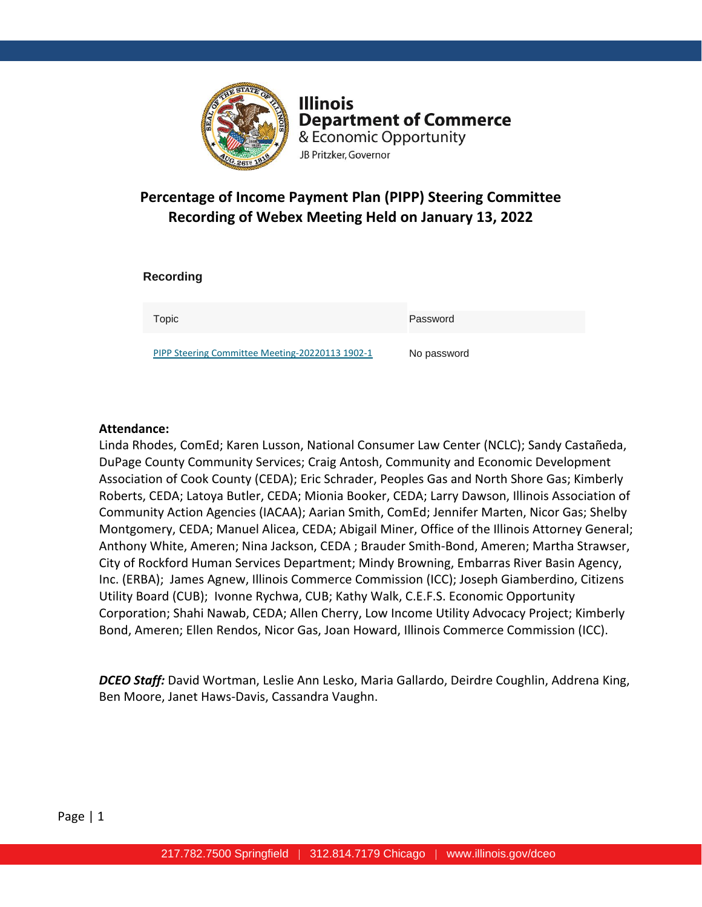Illinois
Department of Commerce
& Economic Opportunity
JB Pritzker, Governor

# Percentage of Income Payment Plan (PIPP) Steering Committee Recording of Webex Meeting Held on January 13, 2022

## Recording

| Topic | Password |
| --- | --- |
| PIPP Steering Committee Meeting-20220113 1902-1 | No password |

**Attendance:**
Linda Rhodes, ComEd; Karen Lusson, National Consumer Law Center (NCLC); Sandy Castañeda, DuPage County Community Services; Craig Antosh, Community and Economic Development Association of Cook County (CEDA); Eric Schrader, Peoples Gas and North Shore Gas; Kimberly Roberts, CEDA; Latoya Butler, CEDA; Mionia Booker, CEDA; Larry Dawson, Illinois Association of Community Action Agencies (IACAA); Aarian Smith, ComEd; Jennifer Marten, Nicor Gas; Shelby Montgomery, CEDA; Manuel Alicea, CEDA; Abigail Miner, Office of the Illinois Attorney General; Anthony White, Ameren; Nina Jackson, CEDA ; Brauder Smith-Bond, Ameren; Martha Strawser, City of Rockford Human Services Department; Mindy Browning, Embarras River Basin Agency, Inc. (ERBA); James Agnew, Illinois Commerce Commission (ICC); Joseph Giamberdino, Citizens Utility Board (CUB); Ivonne Rychwa, CUB; Kathy Walk, C.E.F.S. Economic Opportunity Corporation; Shahi Nawab, CEDA; Allen Cherry, Low Income Utility Advocacy Project; Kimberly Bond, Ameren; Ellen Rendos, Nicor Gas, Joan Howard, Illinois Commerce Commission (ICC).

***DCEO Staff:*** David Wortman, Leslie Ann Lesko, Maria Gallardo, Deirdre Coughlin, Addrena King, Ben Moore, Janet Haws-Davis, Cassandra Vaughn.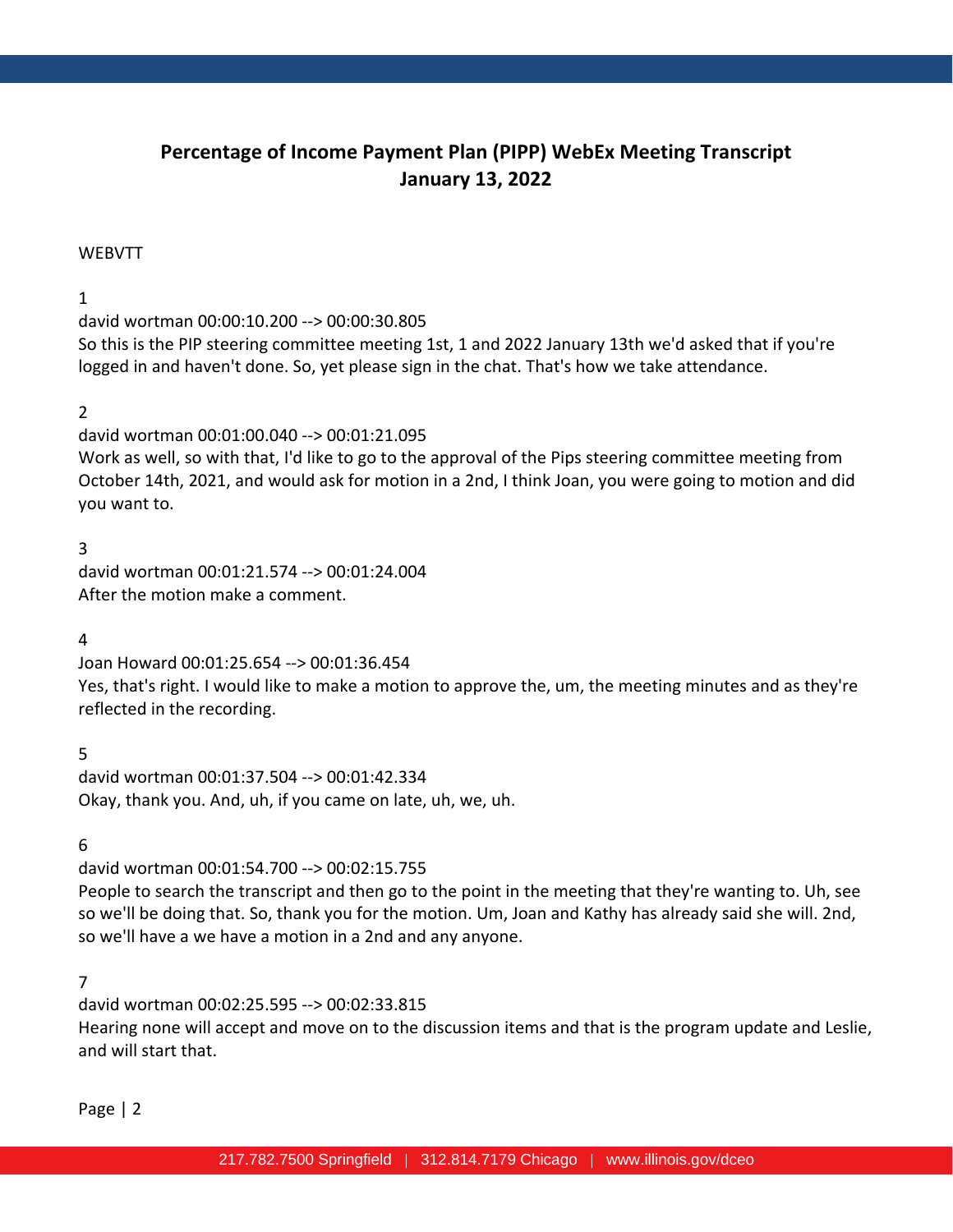## Percentage of Income Payment Plan (PIPP) WebEx Meeting Transcript
## January 13, 2022

WEBVTT

1
david wortman 00:00:10.200 --> 00:00:30.805
So this is the PIP steering committee meeting 1st, 1 and 2022 January 13th we'd asked that if you're logged in and haven't done. So, yet please sign in the chat. That's how we take attendance.

2
david wortman 00:01:00.040 --> 00:01:21.095
Work as well, so with that, I'd like to go to the approval of the Pips steering committee meeting from October 14th, 2021, and would ask for motion in a 2nd, I think Joan, you were going to motion and did you want to.

3
david wortman 00:01:21.574 --> 00:01:24.004
After the motion make a comment.

4
Joan Howard 00:01:25.654 --> 00:01:36.454
Yes, that's right. I would like to make a motion to approve the, um, the meeting minutes and as they're reflected in the recording.

5
david wortman 00:01:37.504 --> 00:01:42.334
Okay, thank you. And, uh, if you came on late, uh, we, uh.

6
david wortman 00:01:54.700 --> 00:02:15.755
People to search the transcript and then go to the point in the meeting that they're wanting to. Uh, see so we'll be doing that. So, thank you for the motion. Um, Joan and Kathy has already said she will. 2nd, so we'll have a we have a motion in a 2nd and any anyone.

7
david wortman 00:02:25.595 --> 00:02:33.815
Hearing none will accept and move on to the discussion items and that is the program update and Leslie, and will start that.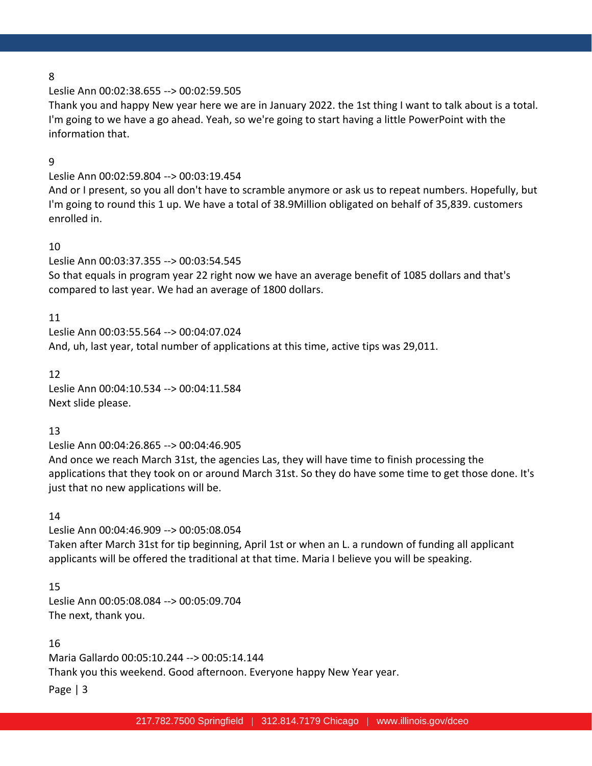8

Leslie Ann 00:02:38.655 --> 00:02:59.505

Thank you and happy New year here we are in January 2022. the 1st thing I want to talk about is a total. I'm going to we have a go ahead. Yeah, so we're going to start having a little PowerPoint with the information that.

9

Leslie Ann 00:02:59.804 --> 00:03:19.454

And or I present, so you all don't have to scramble anymore or ask us to repeat numbers. Hopefully, but I'm going to round this 1 up. We have a total of 38.9Million obligated on behalf of 35,839. customers enrolled in.

10

Leslie Ann 00:03:37.355 --> 00:03:54.545

So that equals in program year 22 right now we have an average benefit of 1085 dollars and that's compared to last year. We had an average of 1800 dollars.

11

Leslie Ann 00:03:55.564 --> 00:04:07.024

And, uh, last year, total number of applications at this time, active tips was 29,011.

12

Leslie Ann 00:04:10.534 --> 00:04:11.584

Next slide please.

13

Leslie Ann 00:04:26.865 --> 00:04:46.905

And once we reach March 31st, the agencies Las, they will have time to finish processing the applications that they took on or around March 31st. So they do have some time to get those done. It's just that no new applications will be.

14

Leslie Ann 00:04:46.909 --> 00:05:08.054

Taken after March 31st for tip beginning, April 1st or when an L. a rundown of funding all applicant applicants will be offered the traditional at that time. Maria I believe you will be speaking.

15

Leslie Ann 00:05:08.084 --> 00:05:09.704

The next, thank you.

16

Maria Gallardo 00:05:10.244 --> 00:05:14.144

Thank you this weekend. Good afternoon. Everyone happy New Year year.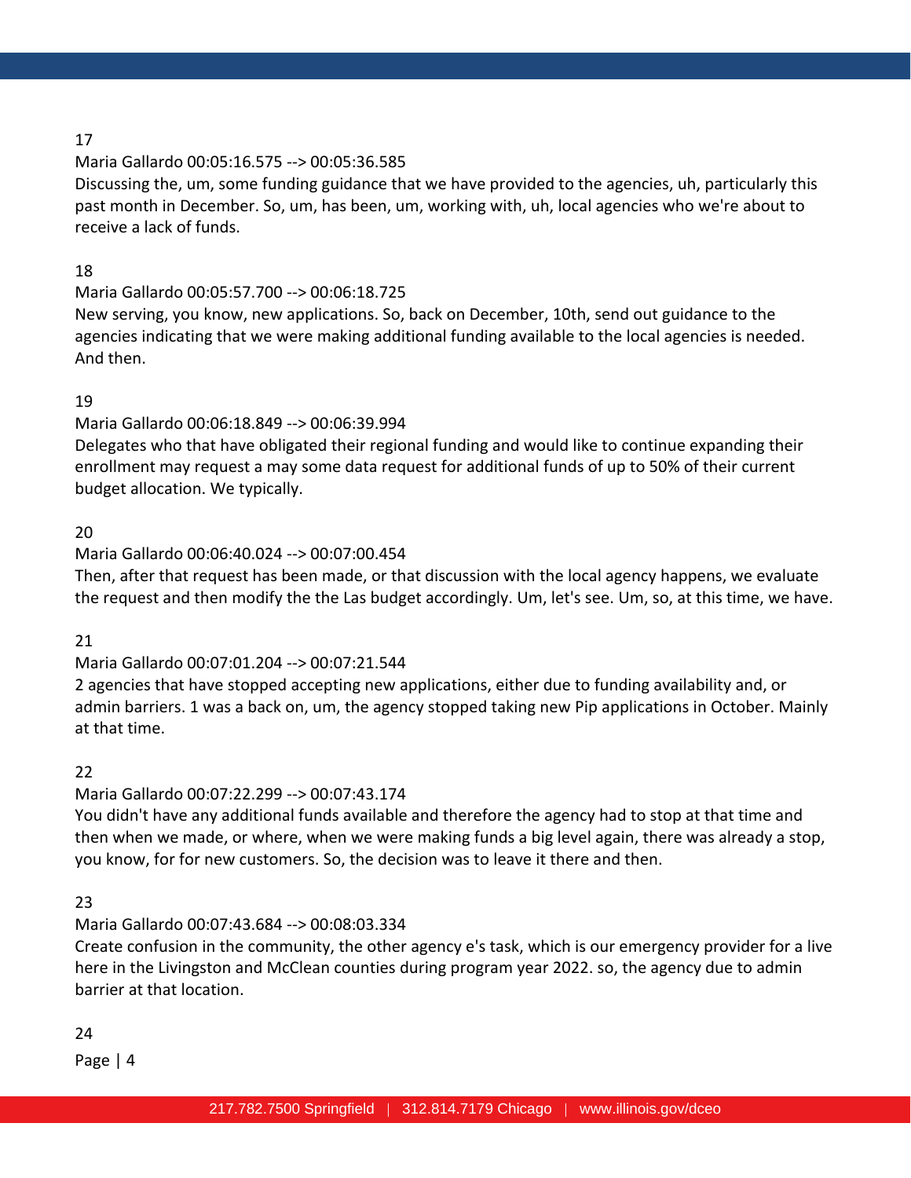17

Maria Gallardo 00:05:16.575 --> 00:05:36.585

Discussing the, um, some funding guidance that we have provided to the agencies, uh, particularly this past month in December. So, um, has been, um, working with, uh, local agencies who we're about to receive a lack of funds.

18

Maria Gallardo 00:05:57.700 --> 00:06:18.725

New serving, you know, new applications. So, back on December, 10th, send out guidance to the agencies indicating that we were making additional funding available to the local agencies is needed. And then.

19

Maria Gallardo 00:06:18.849 --> 00:06:39.994

Delegates who that have obligated their regional funding and would like to continue expanding their enrollment may request a may some data request for additional funds of up to 50% of their current budget allocation. We typically.

20

Maria Gallardo 00:06:40.024 --> 00:07:00.454

Then, after that request has been made, or that discussion with the local agency happens, we evaluate the request and then modify the the Las budget accordingly. Um, let's see. Um, so, at this time, we have.

21

Maria Gallardo 00:07:01.204 --> 00:07:21.544

2 agencies that have stopped accepting new applications, either due to funding availability and, or admin barriers. 1 was a back on, um, the agency stopped taking new Pip applications in October. Mainly at that time.

22

Maria Gallardo 00:07:22.299 --> 00:07:43.174

You didn't have any additional funds available and therefore the agency had to stop at that time and then when we made, or where, when we were making funds a big level again, there was already a stop, you know, for for new customers. So, the decision was to leave it there and then.

23

Maria Gallardo 00:07:43.684 --> 00:08:03.334

Create confusion in the community, the other agency e's task, which is our emergency provider for a live here in the Livingston and McClean counties during program year 2022. so, the agency due to admin barrier at that location.

24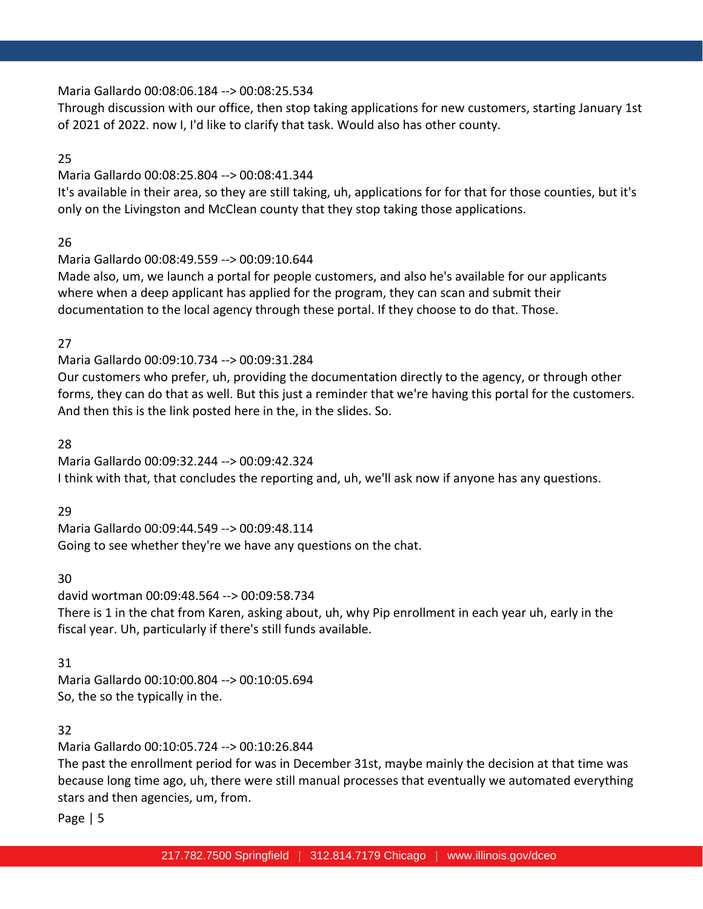Maria Gallardo 00:08:06.184 --> 00:08:25.534
Through discussion with our office, then stop taking applications for new customers, starting January 1st of 2021 of 2022. now I, I'd like to clarify that task. Would also has other county.

25

Maria Gallardo 00:08:25.804 --> 00:08:41.344
It's available in their area, so they are still taking, uh, applications for for that for those counties, but it's only on the Livingston and McClean county that they stop taking those applications.

26

Maria Gallardo 00:08:49.559 --> 00:09:10.644
Made also, um, we launch a portal for people customers, and also he's available for our applicants where when a deep applicant has applied for the program, they can scan and submit their documentation to the local agency through these portal. If they choose to do that. Those.

27

Maria Gallardo 00:09:10.734 --> 00:09:31.284
Our customers who prefer, uh, providing the documentation directly to the agency, or through other forms, they can do that as well. But this just a reminder that we're having this portal for the customers. And then this is the link posted here in the, in the slides. So.

28

Maria Gallardo 00:09:32.244 --> 00:09:42.324
I think with that, that concludes the reporting and, uh, we'll ask now if anyone has any questions.

29

Maria Gallardo 00:09:44.549 --> 00:09:48.114
Going to see whether they're we have any questions on the chat.

30

david wortman 00:09:48.564 --> 00:09:58.734
There is 1 in the chat from Karen, asking about, uh, why Pip enrollment in each year uh, early in the fiscal year. Uh, particularly if there's still funds available.

31

Maria Gallardo 00:10:00.804 --> 00:10:05.694
So, the so the typically in the.

32

Maria Gallardo 00:10:05.724 --> 00:10:26.844
The past the enrollment period for was in December 31st, maybe mainly the decision at that time was because long time ago, uh, there were still manual processes that eventually we automated everything stars and then agencies, um, from.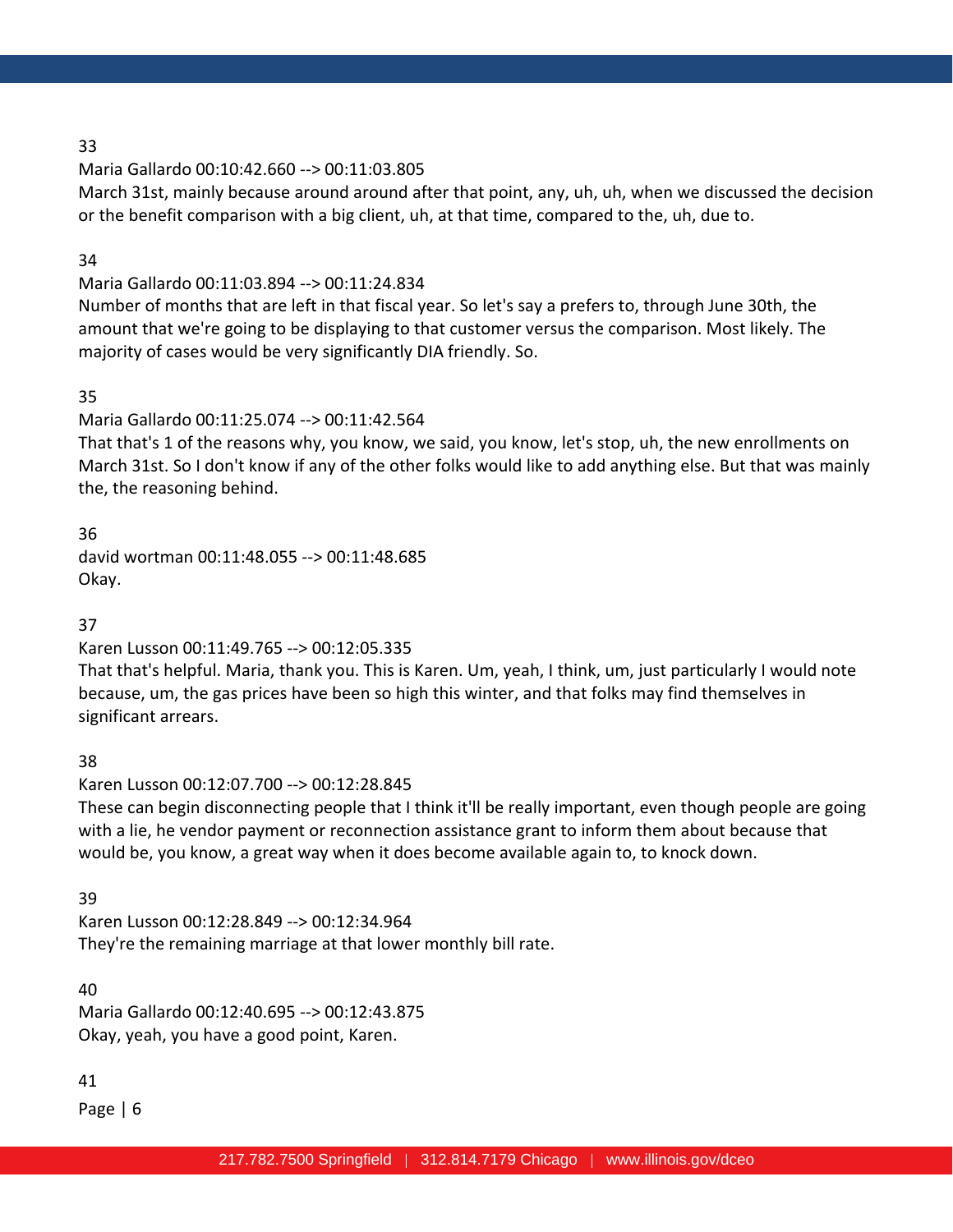33

Maria Gallardo 00:10:42.660 --> 00:11:03.805

March 31st, mainly because around around after that point, any, uh, uh, when we discussed the decision or the benefit comparison with a big client, uh, at that time, compared to the, uh, due to.

34

Maria Gallardo 00:11:03.894 --> 00:11:24.834

Number of months that are left in that fiscal year. So let's say a prefers to, through June 30th, the amount that we're going to be displaying to that customer versus the comparison. Most likely. The majority of cases would be very significantly DIA friendly. So.

35

Maria Gallardo 00:11:25.074 --> 00:11:42.564

That that's 1 of the reasons why, you know, we said, you know, let's stop, uh, the new enrollments on March 31st. So I don't know if any of the other folks would like to add anything else. But that was mainly the, the reasoning behind.

36

david wortman 00:11:48.055 --> 00:11:48.685

Okay.

37

Karen Lusson 00:11:49.765 --> 00:12:05.335

That that's helpful. Maria, thank you. This is Karen. Um, yeah, I think, um, just particularly I would note because, um, the gas prices have been so high this winter, and that folks may find themselves in significant arrears.

38

Karen Lusson 00:12:07.700 --> 00:12:28.845

These can begin disconnecting people that I think it'll be really important, even though people are going with a lie, he vendor payment or reconnection assistance grant to inform them about because that would be, you know, a great way when it does become available again to, to knock down.

39

Karen Lusson 00:12:28.849 --> 00:12:34.964

They're the remaining marriage at that lower monthly bill rate.

40

Maria Gallardo 00:12:40.695 --> 00:12:43.875

Okay, yeah, you have a good point, Karen.

41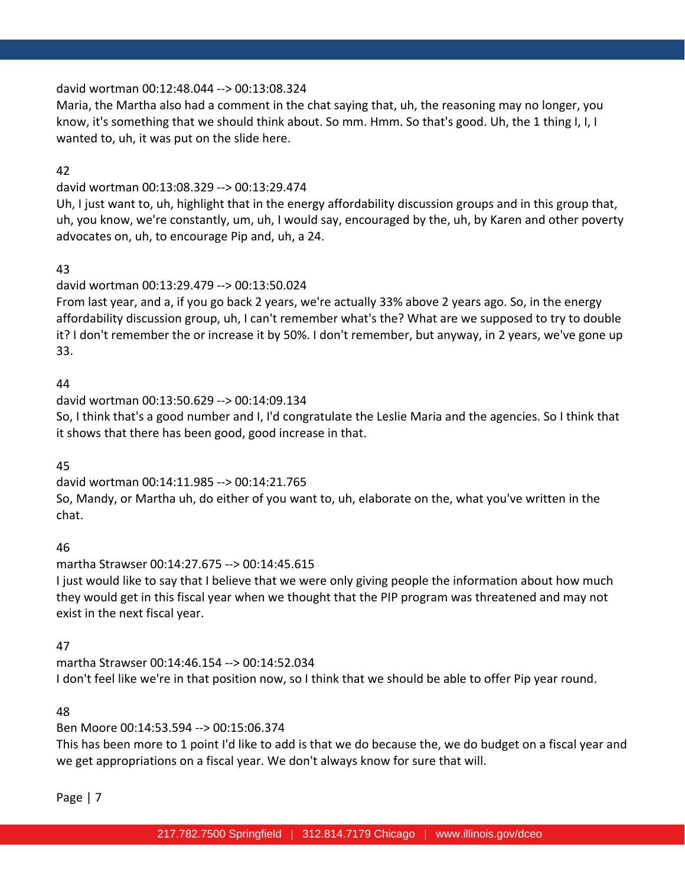david wortman 00:12:48.044 --> 00:13:08.324
Maria, the Martha also had a comment in the chat saying that, uh, the reasoning may no longer, you know, it's something that we should think about. So mm. Hmm. So that's good. Uh, the 1 thing I, I, I wanted to, uh, it was put on the slide here.

42

david wortman 00:13:08.329 --> 00:13:29.474
Uh, I just want to, uh, highlight that in the energy affordability discussion groups and in this group that, uh, you know, we're constantly, um, uh, I would say, encouraged by the, uh, by Karen and other poverty advocates on, uh, to encourage Pip and, uh, a 24.

43

david wortman 00:13:29.479 --> 00:13:50.024
From last year, and a, if you go back 2 years, we're actually 33% above 2 years ago. So, in the energy affordability discussion group, uh, I can't remember what's the? What are we supposed to try to double it? I don't remember the or increase it by 50%. I don't remember, but anyway, in 2 years, we've gone up 33.

44

david wortman 00:13:50.629 --> 00:14:09.134
So, I think that's a good number and I, I'd congratulate the Leslie Maria and the agencies. So I think that it shows that there has been good, good increase in that.

45

david wortman 00:14:11.985 --> 00:14:21.765
So, Mandy, or Martha uh, do either of you want to, uh, elaborate on the, what you've written in the chat.

46

martha Strawser 00:14:27.675 --> 00:14:45.615
I just would like to say that I believe that we were only giving people the information about how much they would get in this fiscal year when we thought that the PIP program was threatened and may not exist in the next fiscal year.

47

martha Strawser 00:14:46.154 --> 00:14:52.034
I don't feel like we're in that position now, so I think that we should be able to offer Pip year round.

48

Ben Moore 00:14:53.594 --> 00:15:06.374
This has been more to 1 point I'd like to add is that we do because the, we do budget on a fiscal year and we get appropriations on a fiscal year. We don't always know for sure that will.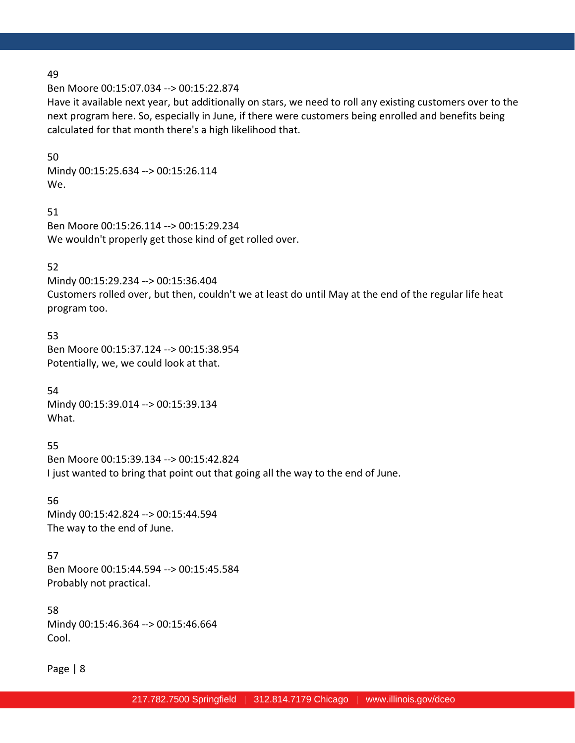49
Ben Moore 00:15:07.034 --> 00:15:22.874
Have it available next year, but additionally on stars, we need to roll any existing customers over to the next program here. So, especially in June, if there were customers being enrolled and benefits being calculated for that month there's a high likelihood that.

50
Mindy 00:15:25.634 --> 00:15:26.114
We.

51
Ben Moore 00:15:26.114 --> 00:15:29.234
We wouldn't properly get those kind of get rolled over.

52
Mindy 00:15:29.234 --> 00:15:36.404
Customers rolled over, but then, couldn't we at least do until May at the end of the regular life heat program too.

53
Ben Moore 00:15:37.124 --> 00:15:38.954
Potentially, we, we could look at that.

54
Mindy 00:15:39.014 --> 00:15:39.134
What.

55
Ben Moore 00:15:39.134 --> 00:15:42.824
I just wanted to bring that point out that going all the way to the end of June.

56
Mindy 00:15:42.824 --> 00:15:44.594
The way to the end of June.

57
Ben Moore 00:15:44.594 --> 00:15:45.584
Probably not practical.

58
Mindy 00:15:46.364 --> 00:15:46.664
Cool.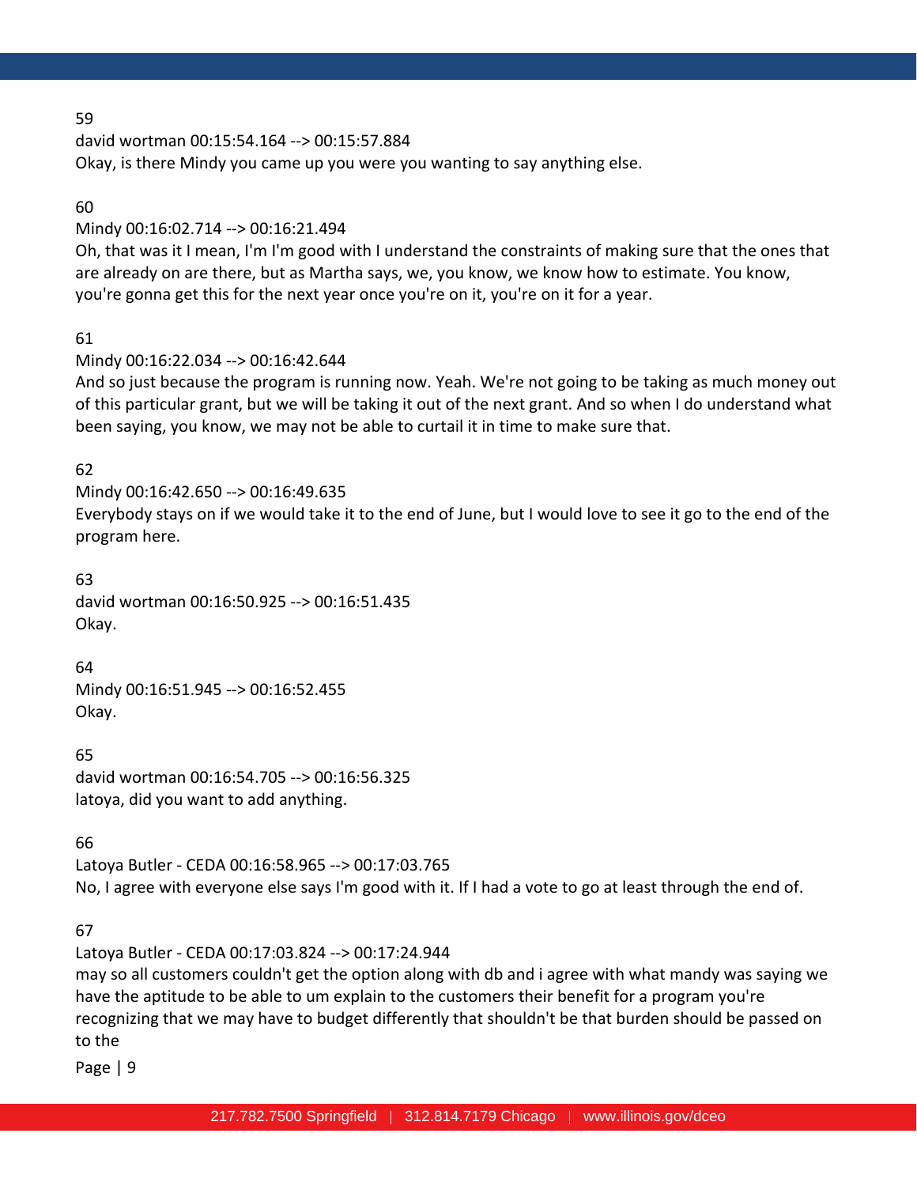59

david wortman 00:15:54.164 --> 00:15:57.884

Okay, is there Mindy you came up you were you wanting to say anything else.

60

Mindy 00:16:02.714 --> 00:16:21.494

Oh, that was it I mean, I'm I'm good with I understand the constraints of making sure that the ones that are already on are there, but as Martha says, we, you know, we know how to estimate. You know, you're gonna get this for the next year once you're on it, you're on it for a year.

61

Mindy 00:16:22.034 --> 00:16:42.644

And so just because the program is running now. Yeah. We're not going to be taking as much money out of this particular grant, but we will be taking it out of the next grant. And so when I do understand what been saying, you know, we may not be able to curtail it in time to make sure that.

62

Mindy 00:16:42.650 --> 00:16:49.635

Everybody stays on if we would take it to the end of June, but I would love to see it go to the end of the program here.

63

david wortman 00:16:50.925 --> 00:16:51.435

Okay.

64

Mindy 00:16:51.945 --> 00:16:52.455

Okay.

65

david wortman 00:16:54.705 --> 00:16:56.325

latoya, did you want to add anything.

66

Latoya Butler - CEDA 00:16:58.965 --> 00:17:03.765

No, I agree with everyone else says I'm good with it. If I had a vote to go at least through the end of.

67

Latoya Butler - CEDA 00:17:03.824 --> 00:17:24.944

may so all customers couldn't get the option along with db and i agree with what mandy was saying we have the aptitude to be able to um explain to the customers their benefit for a program you're recognizing that we may have to budget differently that shouldn't be that burden should be passed on to the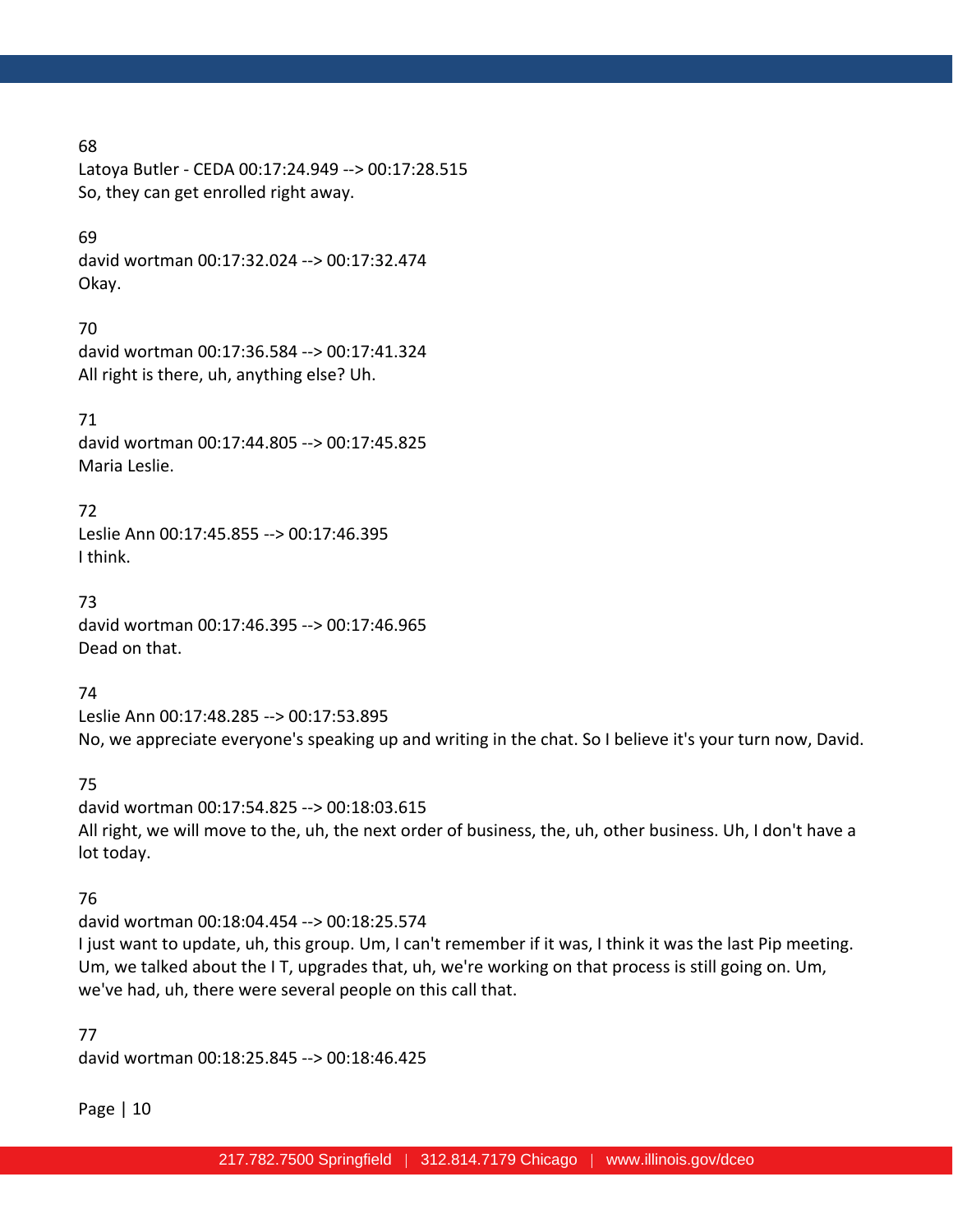68
Latoya Butler - CEDA 00:17:24.949 --> 00:17:28.515
So, they can get enrolled right away.

69
david wortman 00:17:32.024 --> 00:17:32.474
Okay.

70
david wortman 00:17:36.584 --> 00:17:41.324
All right is there, uh, anything else? Uh.

71
david wortman 00:17:44.805 --> 00:17:45.825
Maria Leslie.

72
Leslie Ann 00:17:45.855 --> 00:17:46.395
I think.

73
david wortman 00:17:46.395 --> 00:17:46.965
Dead on that.

74
Leslie Ann 00:17:48.285 --> 00:17:53.895
No, we appreciate everyone's speaking up and writing in the chat. So I believe it's your turn now, David.

75
david wortman 00:17:54.825 --> 00:18:03.615
All right, we will move to the, uh, the next order of business, the, uh, other business. Uh, I don't have a lot today.

76
david wortman 00:18:04.454 --> 00:18:25.574
I just want to update, uh, this group. Um, I can't remember if it was, I think it was the last Pip meeting. Um, we talked about the I T, upgrades that, uh, we're working on that process is still going on. Um, we've had, uh, there were several people on this call that.

77
david wortman 00:18:25.845 --> 00:18:46.425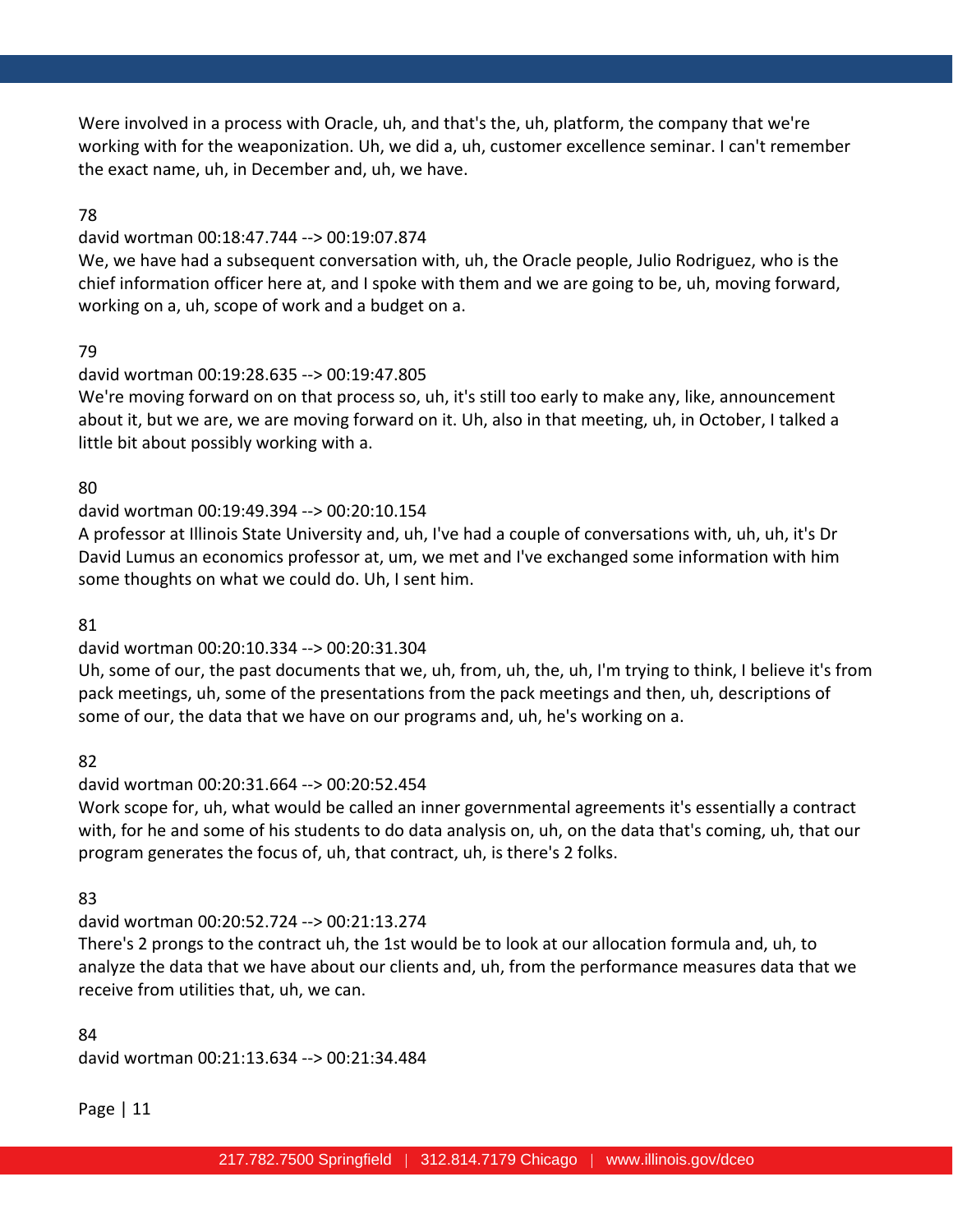Were involved in a process with Oracle, uh, and that's the, uh, platform, the company that we're working with for the weaponization. Uh, we did a, uh, customer excellence seminar. I can't remember the exact name, uh, in December and, uh, we have.

78

david wortman 00:18:47.744 --> 00:19:07.874

We, we have had a subsequent conversation with, uh, the Oracle people, Julio Rodriguez, who is the chief information officer here at, and I spoke with them and we are going to be, uh, moving forward, working on a, uh, scope of work and a budget on a.

79

david wortman 00:19:28.635 --> 00:19:47.805

We're moving forward on on that process so, uh, it's still too early to make any, like, announcement about it, but we are, we are moving forward on it. Uh, also in that meeting, uh, in October, I talked a little bit about possibly working with a.

80

david wortman 00:19:49.394 --> 00:20:10.154

A professor at Illinois State University and, uh, I've had a couple of conversations with, uh, uh, it's Dr David Lumus an economics professor at, um, we met and I've exchanged some information with him some thoughts on what we could do. Uh, I sent him.

81

david wortman 00:20:10.334 --> 00:20:31.304

Uh, some of our, the past documents that we, uh, from, uh, the, uh, I'm trying to think, I believe it's from pack meetings, uh, some of the presentations from the pack meetings and then, uh, descriptions of some of our, the data that we have on our programs and, uh, he's working on a.

82

david wortman 00:20:31.664 --> 00:20:52.454

Work scope for, uh, what would be called an inner governmental agreements it's essentially a contract with, for he and some of his students to do data analysis on, uh, on the data that's coming, uh, that our program generates the focus of, uh, that contract, uh, is there's 2 folks.

83

david wortman 00:20:52.724 --> 00:21:13.274

There's 2 prongs to the contract uh, the 1st would be to look at our allocation formula and, uh, to analyze the data that we have about our clients and, uh, from the performance measures data that we receive from utilities that, uh, we can.

84

david wortman 00:21:13.634 --> 00:21:34.484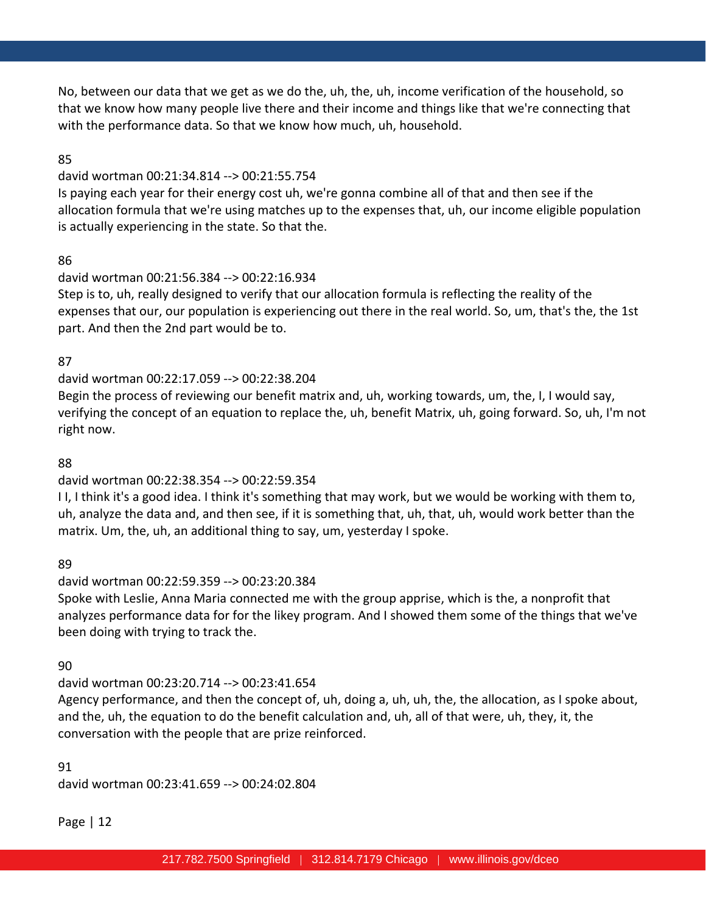No, between our data that we get as we do the, uh, the, uh, income verification of the household, so that we know how many people live there and their income and things like that we're connecting that with the performance data. So that we know how much, uh, household.

85

david wortman 00:21:34.814 --> 00:21:55.754

Is paying each year for their energy cost uh, we're gonna combine all of that and then see if the allocation formula that we're using matches up to the expenses that, uh, our income eligible population is actually experiencing in the state. So that the.

86

david wortman 00:21:56.384 --> 00:22:16.934

Step is to, uh, really designed to verify that our allocation formula is reflecting the reality of the expenses that our, our population is experiencing out there in the real world. So, um, that's the, the 1st part. And then the 2nd part would be to.

87

david wortman 00:22:17.059 --> 00:22:38.204

Begin the process of reviewing our benefit matrix and, uh, working towards, um, the, I, I would say, verifying the concept of an equation to replace the, uh, benefit Matrix, uh, going forward. So, uh, I'm not right now.

88

david wortman 00:22:38.354 --> 00:22:59.354

I I, I think it's a good idea. I think it's something that may work, but we would be working with them to, uh, analyze the data and, and then see, if it is something that, uh, that, uh, would work better than the matrix. Um, the, uh, an additional thing to say, um, yesterday I spoke.

89

david wortman 00:22:59.359 --> 00:23:20.384

Spoke with Leslie, Anna Maria connected me with the group apprise, which is the, a nonprofit that analyzes performance data for for the likey program. And I showed them some of the things that we've been doing with trying to track the.

90

david wortman 00:23:20.714 --> 00:23:41.654

Agency performance, and then the concept of, uh, doing a, uh, uh, the, the allocation, as I spoke about, and the, uh, the equation to do the benefit calculation and, uh, all of that were, uh, they, it, the conversation with the people that are prize reinforced.

91

david wortman 00:23:41.659 --> 00:24:02.804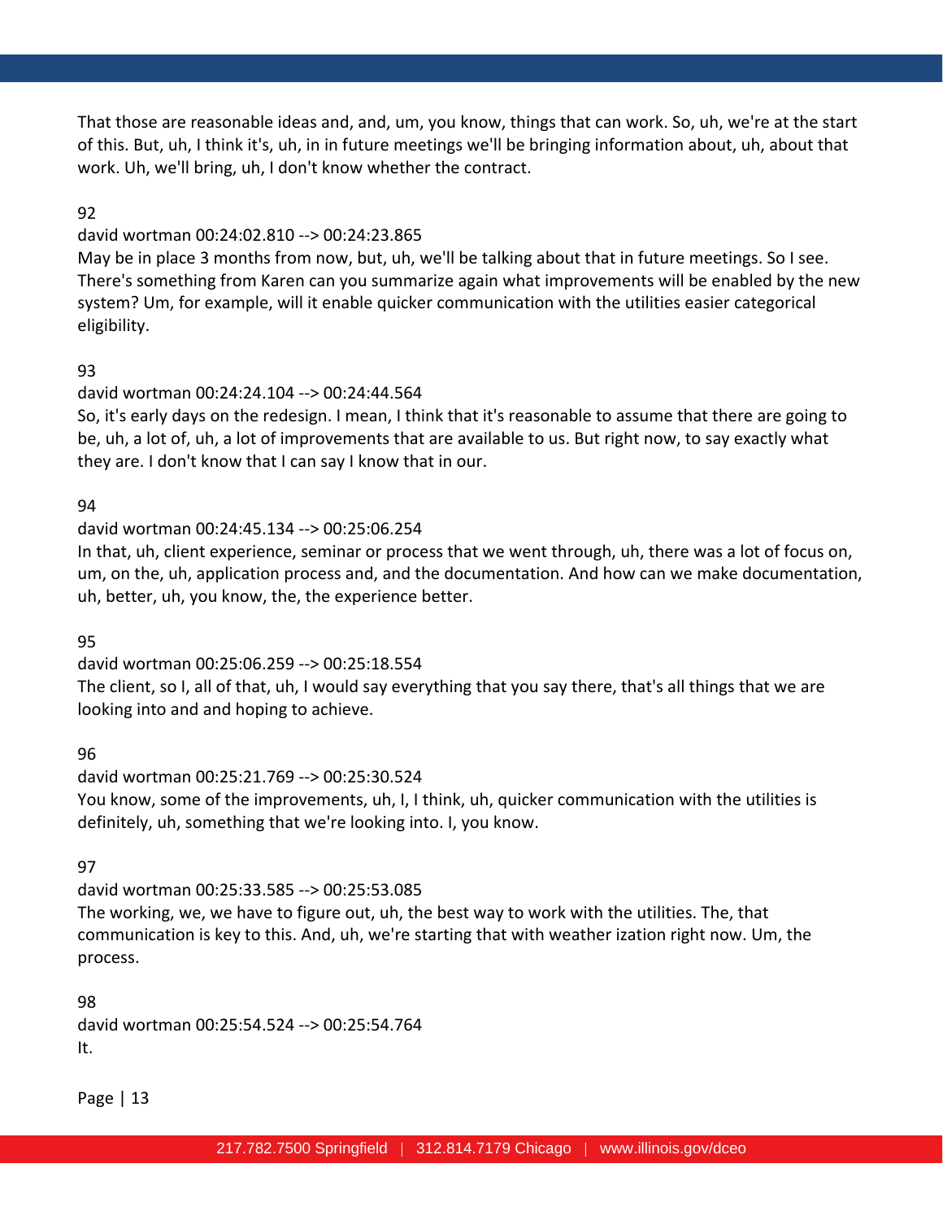That those are reasonable ideas and, and, um, you know, things that can work. So, uh, we're at the start of this. But, uh, I think it's, uh, in in future meetings we'll be bringing information about, uh, about that work. Uh, we'll bring, uh, I don't know whether the contract.

92

david wortman 00:24:02.810 --> 00:24:23.865

May be in place 3 months from now, but, uh, we'll be talking about that in future meetings. So I see. There's something from Karen can you summarize again what improvements will be enabled by the new system? Um, for example, will it enable quicker communication with the utilities easier categorical eligibility.

93

david wortman 00:24:24.104 --> 00:24:44.564

So, it's early days on the redesign. I mean, I think that it's reasonable to assume that there are going to be, uh, a lot of, uh, a lot of improvements that are available to us. But right now, to say exactly what they are. I don't know that I can say I know that in our.

94

david wortman 00:24:45.134 --> 00:25:06.254

In that, uh, client experience, seminar or process that we went through, uh, there was a lot of focus on, um, on the, uh, application process and, and the documentation. And how can we make documentation, uh, better, uh, you know, the, the experience better.

95

david wortman 00:25:06.259 --> 00:25:18.554

The client, so I, all of that, uh, I would say everything that you say there, that's all things that we are looking into and and hoping to achieve.

96

david wortman 00:25:21.769 --> 00:25:30.524

You know, some of the improvements, uh, I, I think, uh, quicker communication with the utilities is definitely, uh, something that we're looking into. I, you know.

97

david wortman 00:25:33.585 --> 00:25:53.085

The working, we, we have to figure out, uh, the best way to work with the utilities. The, that communication is key to this. And, uh, we're starting that with weather ization right now. Um, the process.

98

david wortman 00:25:54.524 --> 00:25:54.764

It.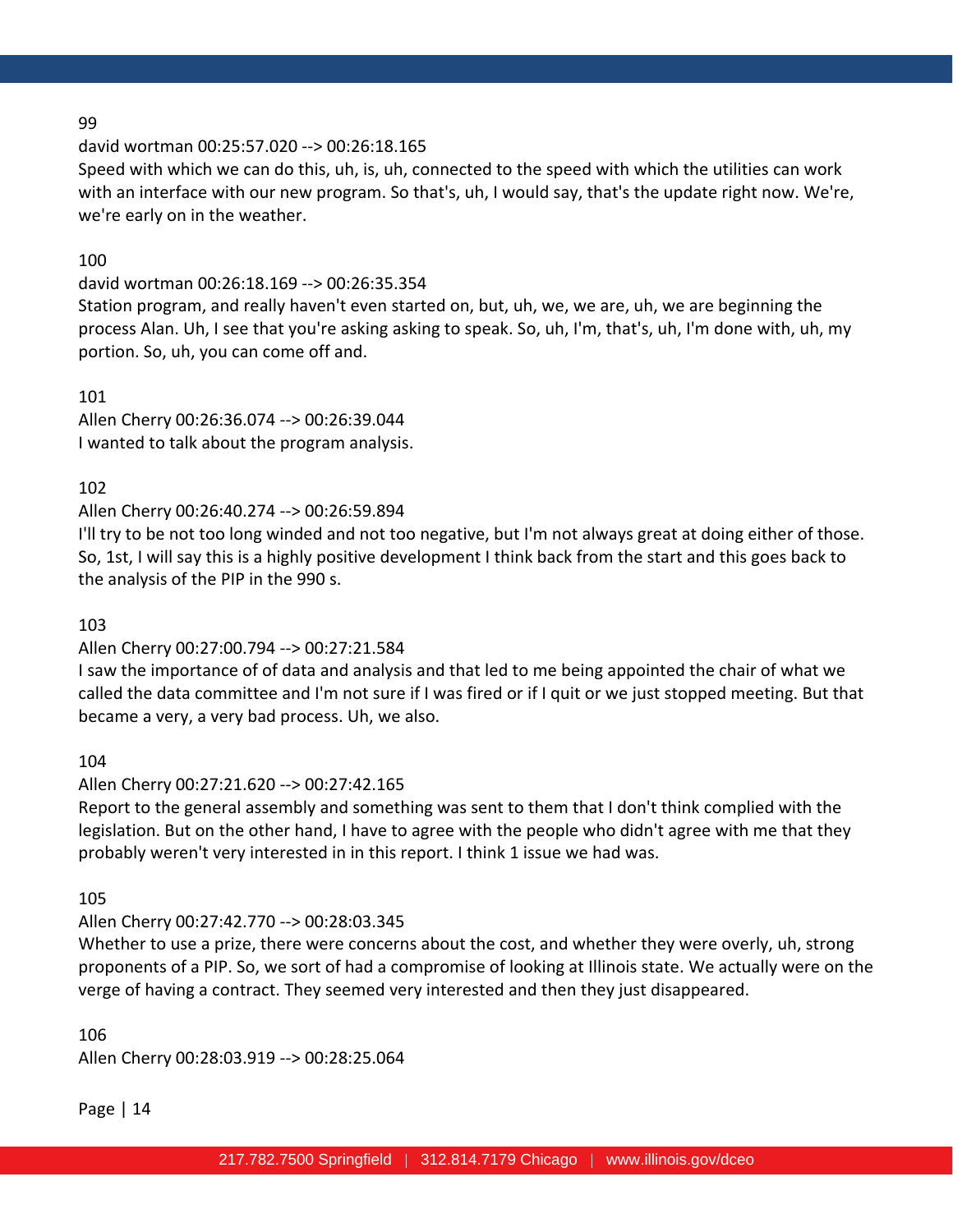99

david wortman 00:25:57.020 --> 00:26:18.165

Speed with which we can do this, uh, is, uh, connected to the speed with which the utilities can work with an interface with our new program. So that's, uh, I would say, that's the update right now. We're, we're early on in the weather.

100

david wortman 00:26:18.169 --> 00:26:35.354

Station program, and really haven't even started on, but, uh, we, we are, uh, we are beginning the process Alan. Uh, I see that you're asking asking to speak. So, uh, I'm, that's, uh, I'm done with, uh, my portion. So, uh, you can come off and.

101

Allen Cherry 00:26:36.074 --> 00:26:39.044

I wanted to talk about the program analysis.

102

Allen Cherry 00:26:40.274 --> 00:26:59.894

I'll try to be not too long winded and not too negative, but I'm not always great at doing either of those. So, 1st, I will say this is a highly positive development I think back from the start and this goes back to the analysis of the PIP in the 990 s.

103

Allen Cherry 00:27:00.794 --> 00:27:21.584

I saw the importance of of data and analysis and that led to me being appointed the chair of what we called the data committee and I'm not sure if I was fired or if I quit or we just stopped meeting. But that became a very, a very bad process. Uh, we also.

104

Allen Cherry 00:27:21.620 --> 00:27:42.165

Report to the general assembly and something was sent to them that I don't think complied with the legislation. But on the other hand, I have to agree with the people who didn't agree with me that they probably weren't very interested in in this report. I think 1 issue we had was.

105

Allen Cherry 00:27:42.770 --> 00:28:03.345

Whether to use a prize, there were concerns about the cost, and whether they were overly, uh, strong proponents of a PIP. So, we sort of had a compromise of looking at Illinois state. We actually were on the verge of having a contract. They seemed very interested and then they just disappeared.

106

Allen Cherry 00:28:03.919 --> 00:28:25.064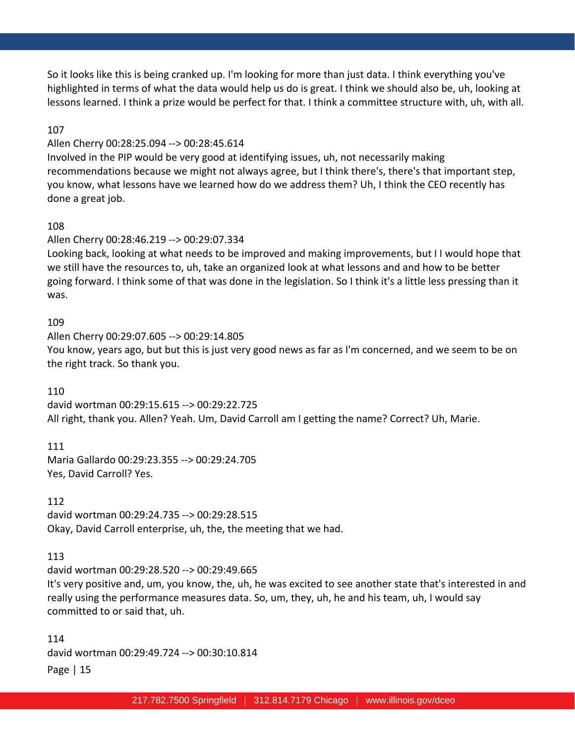So it looks like this is being cranked up. I'm looking for more than just data. I think everything you've highlighted in terms of what the data would help us do is great. I think we should also be, uh, looking at lessons learned. I think a prize would be perfect for that. I think a committee structure with, uh, with all.

107

Allen Cherry 00:28:25.094 --> 00:28:45.614

Involved in the PIP would be very good at identifying issues, uh, not necessarily making recommendations because we might not always agree, but I think there's, there's that important step, you know, what lessons have we learned how do we address them? Uh, I think the CEO recently has done a great job.

108

Allen Cherry 00:28:46.219 --> 00:29:07.334

Looking back, looking at what needs to be improved and making improvements, but I I would hope that we still have the resources to, uh, take an organized look at what lessons and and how to be better going forward. I think some of that was done in the legislation. So I think it's a little less pressing than it was.

109

Allen Cherry 00:29:07.605 --> 00:29:14.805

You know, years ago, but but this is just very good news as far as I'm concerned, and we seem to be on the right track. So thank you.

110

david wortman 00:29:15.615 --> 00:29:22.725

All right, thank you. Allen? Yeah. Um, David Carroll am I getting the name? Correct? Uh, Marie.

111

Maria Gallardo 00:29:23.355 --> 00:29:24.705

Yes, David Carroll? Yes.

112

david wortman 00:29:24.735 --> 00:29:28.515

Okay, David Carroll enterprise, uh, the, the meeting that we had.

113

david wortman 00:29:28.520 --> 00:29:49.665

It's very positive and, um, you know, the, uh, he was excited to see another state that's interested in and really using the performance measures data. So, um, they, uh, he and his team, uh, I would say committed to or said that, uh.

114

david wortman 00:29:49.724 --> 00:30:10.814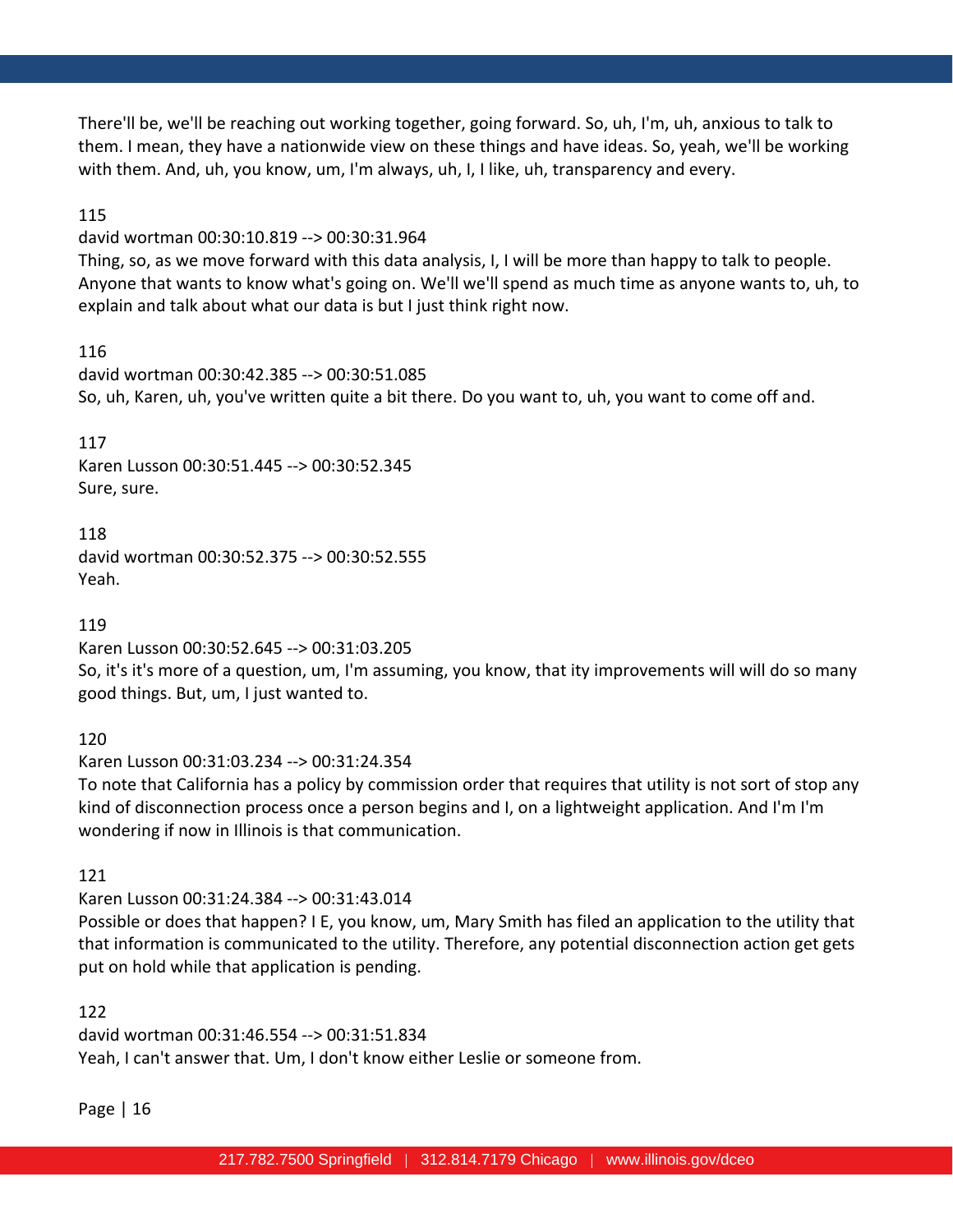There'll be, we'll be reaching out working together, going forward. So, uh, I'm, uh, anxious to talk to them. I mean, they have a nationwide view on these things and have ideas. So, yeah, we'll be working with them. And, uh, you know, um, I'm always, uh, I, I like, uh, transparency and every.

115
david wortman 00:30:10.819 --> 00:30:31.964
Thing, so, as we move forward with this data analysis, I, I will be more than happy to talk to people. Anyone that wants to know what's going on. We'll we'll spend as much time as anyone wants to, uh, to explain and talk about what our data is but I just think right now.

116
david wortman 00:30:42.385 --> 00:30:51.085
So, uh, Karen, uh, you've written quite a bit there. Do you want to, uh, you want to come off and.

117
Karen Lusson 00:30:51.445 --> 00:30:52.345
Sure, sure.

118
david wortman 00:30:52.375 --> 00:30:52.555
Yeah.

119
Karen Lusson 00:30:52.645 --> 00:31:03.205
So, it's it's more of a question, um, I'm assuming, you know, that ity improvements will will do so many good things. But, um, I just wanted to.

120
Karen Lusson 00:31:03.234 --> 00:31:24.354
To note that California has a policy by commission order that requires that utility is not sort of stop any kind of disconnection process once a person begins and I, on a lightweight application. And I'm I'm wondering if now in Illinois is that communication.

121
Karen Lusson 00:31:24.384 --> 00:31:43.014
Possible or does that happen? I E, you know, um, Mary Smith has filed an application to the utility that that information is communicated to the utility. Therefore, any potential disconnection action get gets put on hold while that application is pending.

122
david wortman 00:31:46.554 --> 00:31:51.834
Yeah, I can't answer that. Um, I don't know either Leslie or someone from.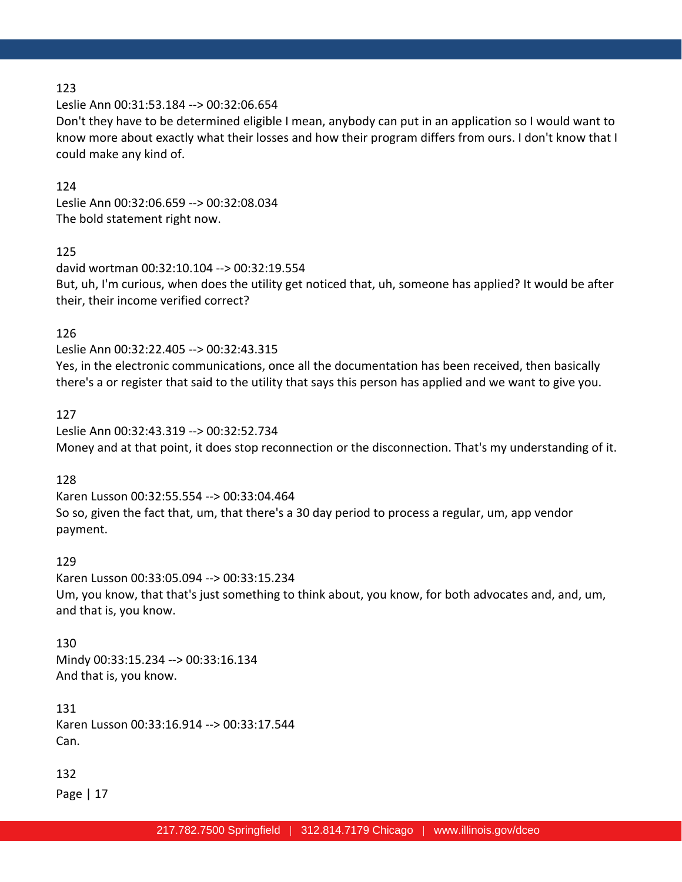123
Leslie Ann 00:31:53.184 --> 00:32:06.654
Don't they have to be determined eligible I mean, anybody can put in an application so I would want to know more about exactly what their losses and how their program differs from ours. I don't know that I could make any kind of.

124
Leslie Ann 00:32:06.659 --> 00:32:08.034
The bold statement right now.

125
david wortman 00:32:10.104 --> 00:32:19.554
But, uh, I'm curious, when does the utility get noticed that, uh, someone has applied? It would be after their, their income verified correct?

126
Leslie Ann 00:32:22.405 --> 00:32:43.315
Yes, in the electronic communications, once all the documentation has been received, then basically there's a or register that said to the utility that says this person has applied and we want to give you.

127
Leslie Ann 00:32:43.319 --> 00:32:52.734
Money and at that point, it does stop reconnection or the disconnection. That's my understanding of it.

128
Karen Lusson 00:32:55.554 --> 00:33:04.464
So so, given the fact that, um, that there's a 30 day period to process a regular, um, app vendor payment.

129
Karen Lusson 00:33:05.094 --> 00:33:15.234
Um, you know, that that's just something to think about, you know, for both advocates and, and, um, and that is, you know.

130
Mindy 00:33:15.234 --> 00:33:16.134
And that is, you know.

131
Karen Lusson 00:33:16.914 --> 00:33:17.544
Can.

132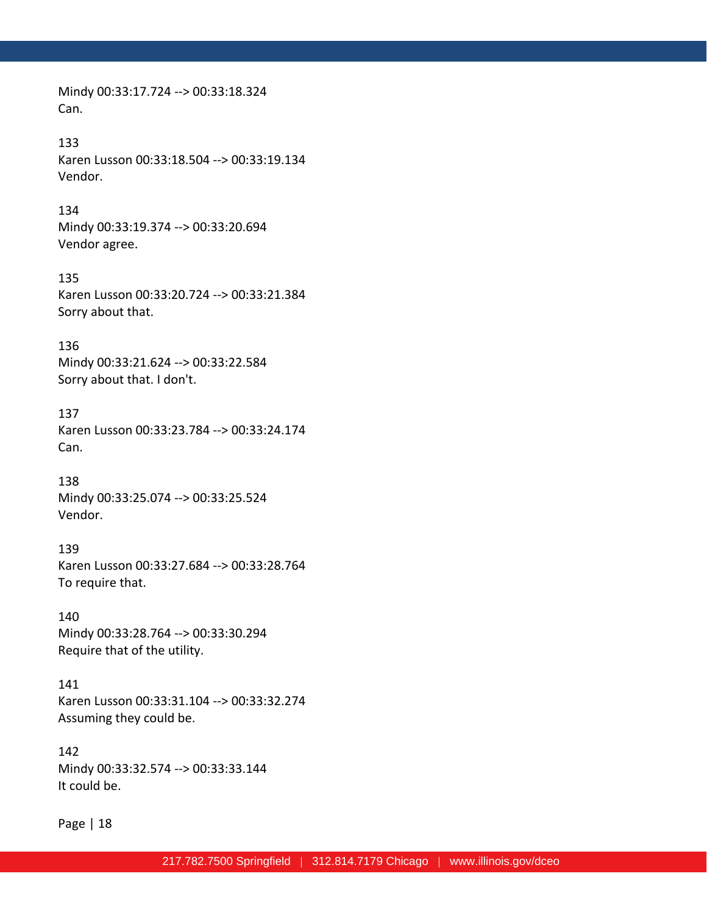Mindy 00:33:17.724 --> 00:33:18.324
Can.

133
Karen Lusson 00:33:18.504 --> 00:33:19.134
Vendor.

134
Mindy 00:33:19.374 --> 00:33:20.694
Vendor agree.

135
Karen Lusson 00:33:20.724 --> 00:33:21.384
Sorry about that.

136
Mindy 00:33:21.624 --> 00:33:22.584
Sorry about that. I don't.

137
Karen Lusson 00:33:23.784 --> 00:33:24.174
Can.

138
Mindy 00:33:25.074 --> 00:33:25.524
Vendor.

139
Karen Lusson 00:33:27.684 --> 00:33:28.764
To require that.

140
Mindy 00:33:28.764 --> 00:33:30.294
Require that of the utility.

141
Karen Lusson 00:33:31.104 --> 00:33:32.274
Assuming they could be.

142
Mindy 00:33:32.574 --> 00:33:33.144
It could be.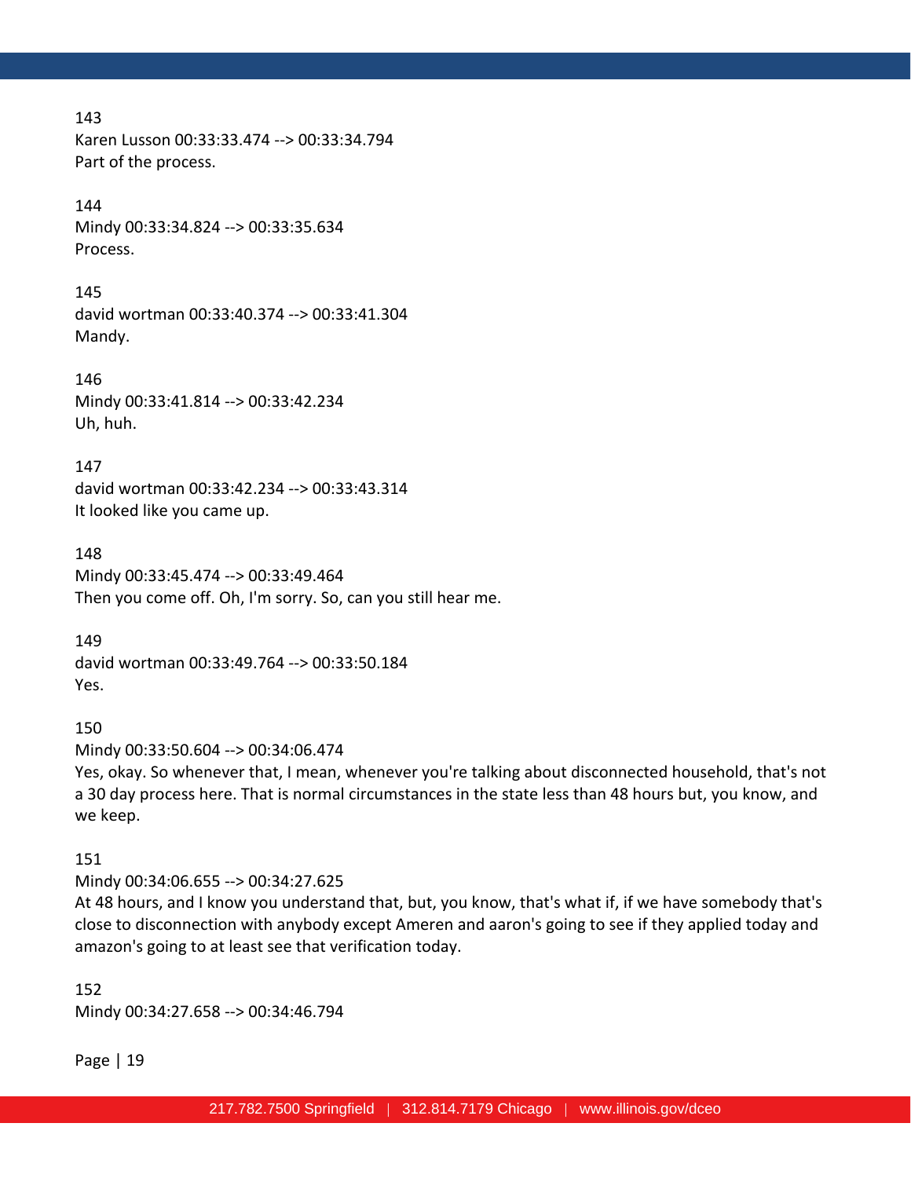143
Karen Lusson 00:33:33.474 --> 00:33:34.794
Part of the process.

144
Mindy 00:33:34.824 --> 00:33:35.634
Process.

145
david wortman 00:33:40.374 --> 00:33:41.304
Mandy.

146
Mindy 00:33:41.814 --> 00:33:42.234
Uh, huh.

147
david wortman 00:33:42.234 --> 00:33:43.314
It looked like you came up.

148
Mindy 00:33:45.474 --> 00:33:49.464
Then you come off. Oh, I'm sorry. So, can you still hear me.

149
david wortman 00:33:49.764 --> 00:33:50.184
Yes.

150
Mindy 00:33:50.604 --> 00:34:06.474
Yes, okay. So whenever that, I mean, whenever you're talking about disconnected household, that's not a 30 day process here. That is normal circumstances in the state less than 48 hours but, you know, and we keep.

151
Mindy 00:34:06.655 --> 00:34:27.625
At 48 hours, and I know you understand that, but, you know, that's what if, if we have somebody that's close to disconnection with anybody except Ameren and aaron's going to see if they applied today and amazon's going to at least see that verification today.

152
Mindy 00:34:27.658 --> 00:34:46.794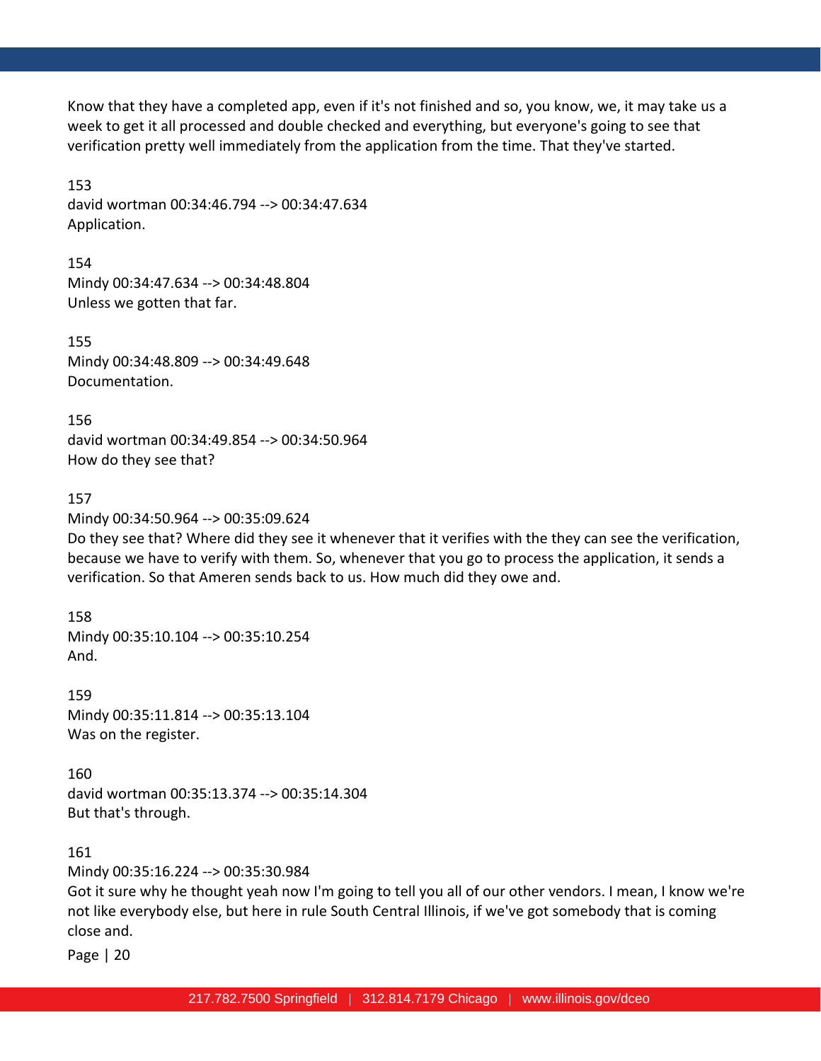Know that they have a completed app, even if it's not finished and so, you know, we, it may take us a week to get it all processed and double checked and everything, but everyone's going to see that verification pretty well immediately from the application from the time. That they've started.

153
david wortman 00:34:46.794 --> 00:34:47.634
Application.

154
Mindy 00:34:47.634 --> 00:34:48.804
Unless we gotten that far.

155
Mindy 00:34:48.809 --> 00:34:49.648
Documentation.

156
david wortman 00:34:49.854 --> 00:34:50.964
How do they see that?

157
Mindy 00:34:50.964 --> 00:35:09.624
Do they see that? Where did they see it whenever that it verifies with the they can see the verification, because we have to verify with them. So, whenever that you go to process the application, it sends a verification. So that Ameren sends back to us. How much did they owe and.

158
Mindy 00:35:10.104 --> 00:35:10.254
And.

159
Mindy 00:35:11.814 --> 00:35:13.104
Was on the register.

160
david wortman 00:35:13.374 --> 00:35:14.304
But that's through.

161
Mindy 00:35:16.224 --> 00:35:30.984
Got it sure why he thought yeah now I'm going to tell you all of our other vendors. I mean, I know we're not like everybody else, but here in rule South Central Illinois, if we've got somebody that is coming close and.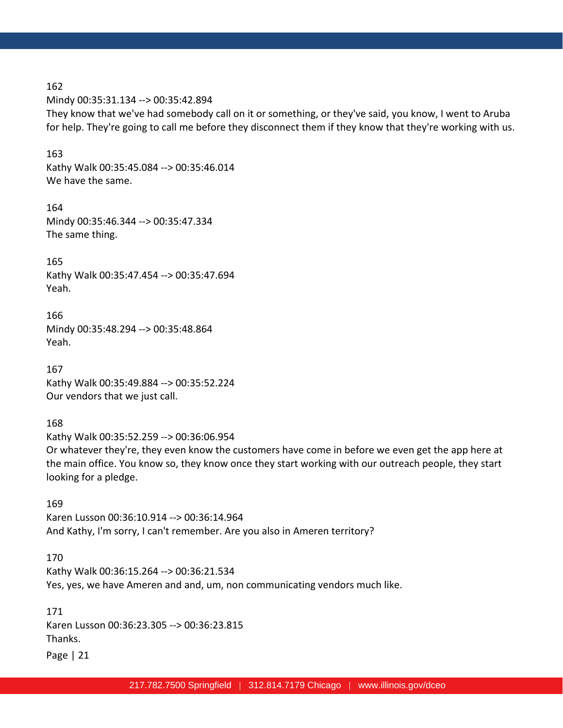162
Mindy 00:35:31.134 --> 00:35:42.894
They know that we've had somebody call on it or something, or they've said, you know, I went to Aruba for help. They're going to call me before they disconnect them if they know that they're working with us.

163
Kathy Walk 00:35:45.084 --> 00:35:46.014
We have the same.

164
Mindy 00:35:46.344 --> 00:35:47.334
The same thing.

165
Kathy Walk 00:35:47.454 --> 00:35:47.694
Yeah.

166
Mindy 00:35:48.294 --> 00:35:48.864
Yeah.

167
Kathy Walk 00:35:49.884 --> 00:35:52.224
Our vendors that we just call.

168
Kathy Walk 00:35:52.259 --> 00:36:06.954
Or whatever they're, they even know the customers have come in before we even get the app here at the main office. You know so, they know once they start working with our outreach people, they start looking for a pledge.

169
Karen Lusson 00:36:10.914 --> 00:36:14.964
And Kathy, I'm sorry, I can't remember. Are you also in Ameren territory?

170
Kathy Walk 00:36:15.264 --> 00:36:21.534
Yes, yes, we have Ameren and and, um, non communicating vendors much like.

171
Karen Lusson 00:36:23.305 --> 00:36:23.815
Thanks.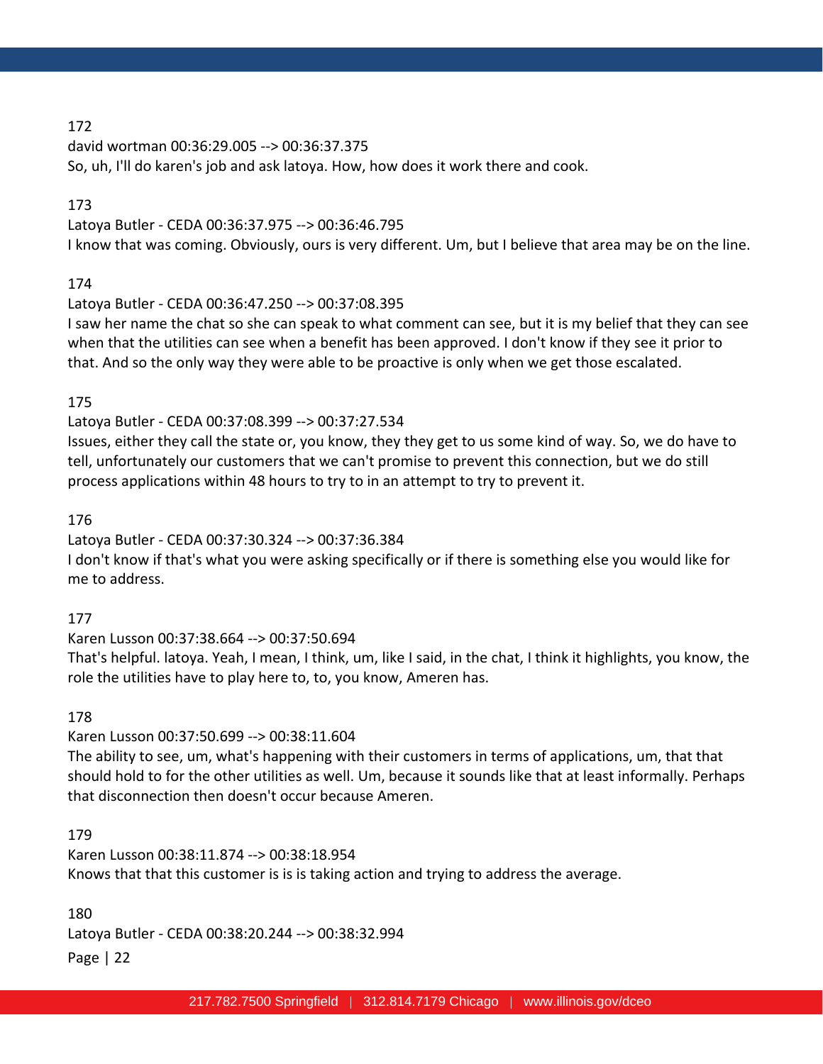172

david wortman 00:36:29.005 --> 00:36:37.375

So, uh, I'll do karen's job and ask latoya. How, how does it work there and cook.

173

Latoya Butler - CEDA 00:36:37.975 --> 00:36:46.795

I know that was coming. Obviously, ours is very different. Um, but I believe that area may be on the line.

174

Latoya Butler - CEDA 00:36:47.250 --> 00:37:08.395

I saw her name the chat so she can speak to what comment can see, but it is my belief that they can see when that the utilities can see when a benefit has been approved. I don't know if they see it prior to that. And so the only way they were able to be proactive is only when we get those escalated.

175

Latoya Butler - CEDA 00:37:08.399 --> 00:37:27.534

Issues, either they call the state or, you know, they they get to us some kind of way. So, we do have to tell, unfortunately our customers that we can't promise to prevent this connection, but we do still process applications within 48 hours to try to in an attempt to try to prevent it.

176

Latoya Butler - CEDA 00:37:30.324 --> 00:37:36.384

I don't know if that's what you were asking specifically or if there is something else you would like for me to address.

177

Karen Lusson 00:37:38.664 --> 00:37:50.694

That's helpful. latoya. Yeah, I mean, I think, um, like I said, in the chat, I think it highlights, you know, the role the utilities have to play here to, to, you know, Ameren has.

178

Karen Lusson 00:37:50.699 --> 00:38:11.604

The ability to see, um, what's happening with their customers in terms of applications, um, that that should hold to for the other utilities as well. Um, because it sounds like that at least informally. Perhaps that disconnection then doesn't occur because Ameren.

179

Karen Lusson 00:38:11.874 --> 00:38:18.954

Knows that that this customer is is is taking action and trying to address the average.

180

Latoya Butler - CEDA 00:38:20.244 --> 00:38:32.994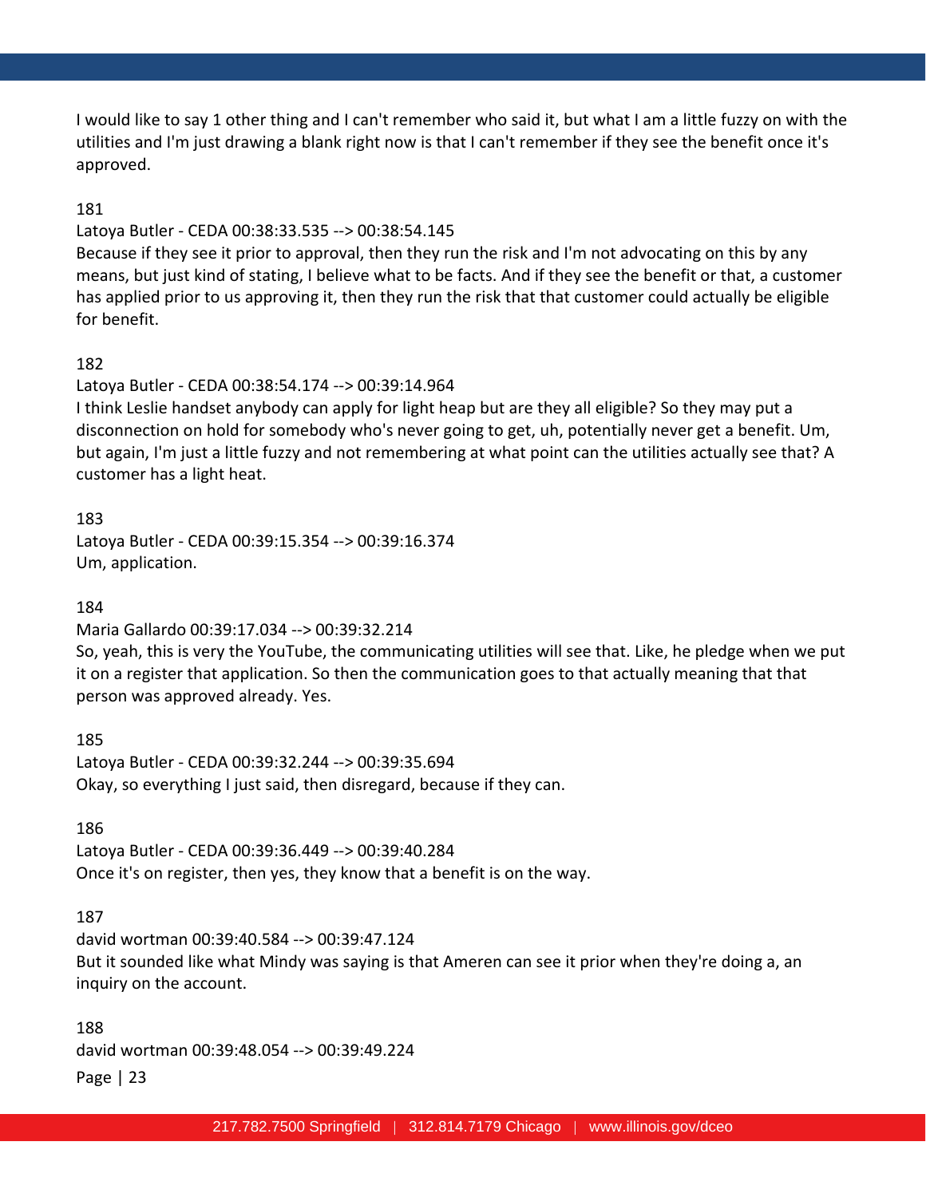I would like to say 1 other thing and I can't remember who said it, but what I am a little fuzzy on with the utilities and I'm just drawing a blank right now is that I can't remember if they see the benefit once it's approved.

181

Latoya Butler - CEDA 00:38:33.535 --> 00:38:54.145

Because if they see it prior to approval, then they run the risk and I'm not advocating on this by any means, but just kind of stating, I believe what to be facts. And if they see the benefit or that, a customer has applied prior to us approving it, then they run the risk that that customer could actually be eligible for benefit.

182

Latoya Butler - CEDA 00:38:54.174 --> 00:39:14.964

I think Leslie handset anybody can apply for light heap but are they all eligible? So they may put a disconnection on hold for somebody who's never going to get, uh, potentially never get a benefit. Um, but again, I'm just a little fuzzy and not remembering at what point can the utilities actually see that? A customer has a light heat.

183

Latoya Butler - CEDA 00:39:15.354 --> 00:39:16.374

Um, application.

184

Maria Gallardo 00:39:17.034 --> 00:39:32.214

So, yeah, this is very the YouTube, the communicating utilities will see that. Like, he pledge when we put it on a register that application. So then the communication goes to that actually meaning that that person was approved already. Yes.

185

Latoya Butler - CEDA 00:39:32.244 --> 00:39:35.694

Okay, so everything I just said, then disregard, because if they can.

186

Latoya Butler - CEDA 00:39:36.449 --> 00:39:40.284

Once it's on register, then yes, they know that a benefit is on the way.

187

david wortman 00:39:40.584 --> 00:39:47.124

But it sounded like what Mindy was saying is that Ameren can see it prior when they're doing a, an inquiry on the account.

188

david wortman 00:39:48.054 --> 00:39:49.224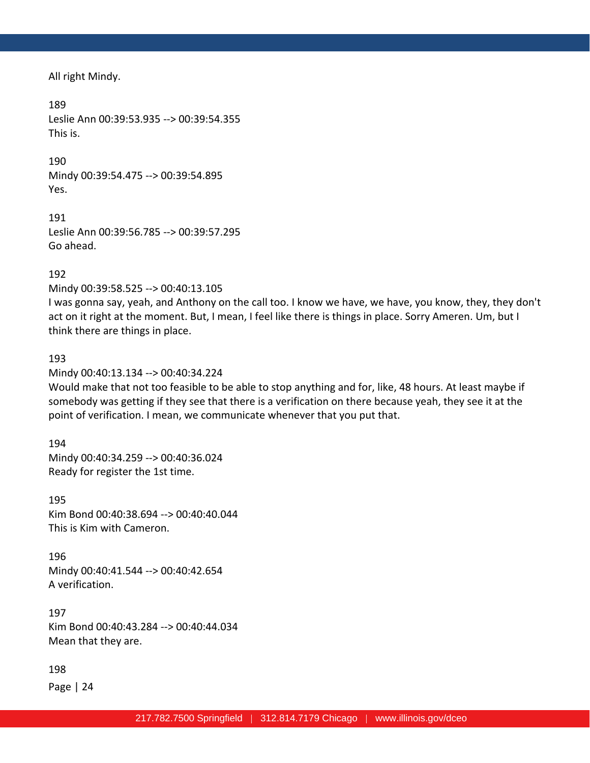All right Mindy.

189
Leslie Ann 00:39:53.935 --> 00:39:54.355
This is.

190
Mindy 00:39:54.475 --> 00:39:54.895
Yes.

191
Leslie Ann 00:39:56.785 --> 00:39:57.295
Go ahead.

192
Mindy 00:39:58.525 --> 00:40:13.105
I was gonna say, yeah, and Anthony on the call too. I know we have, we have, you know, they, they don't act on it right at the moment. But, I mean, I feel like there is things in place. Sorry Ameren. Um, but I think there are things in place.

193
Mindy 00:40:13.134 --> 00:40:34.224
Would make that not too feasible to be able to stop anything and for, like, 48 hours. At least maybe if somebody was getting if they see that there is a verification on there because yeah, they see it at the point of verification. I mean, we communicate whenever that you put that.

194
Mindy 00:40:34.259 --> 00:40:36.024
Ready for register the 1st time.

195
Kim Bond 00:40:38.694 --> 00:40:40.044
This is Kim with Cameron.

196
Mindy 00:40:41.544 --> 00:40:42.654
A verification.

197
Kim Bond 00:40:43.284 --> 00:40:44.034
Mean that they are.

198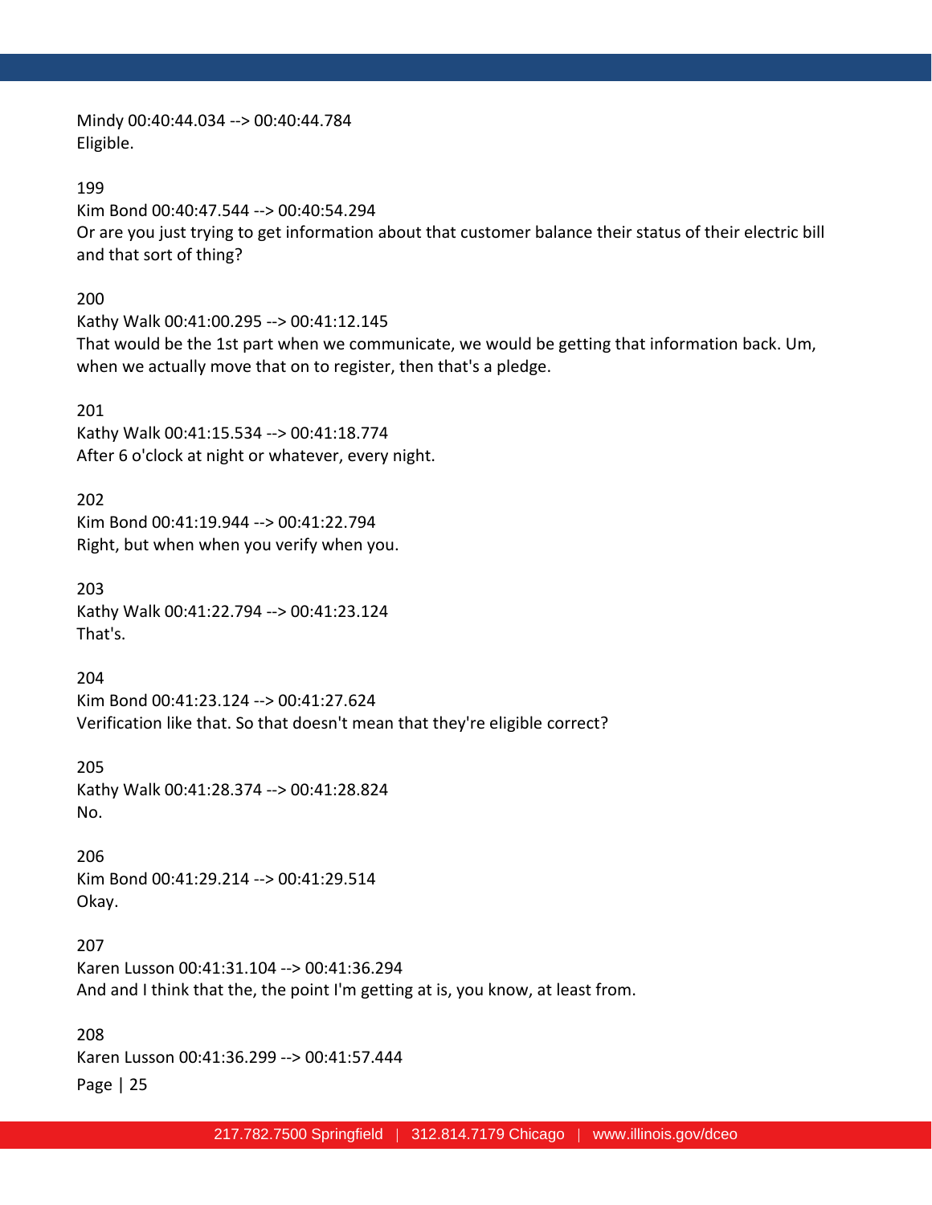Mindy 00:40:44.034 --> 00:40:44.784
Eligible.

199
Kim Bond 00:40:47.544 --> 00:40:54.294
Or are you just trying to get information about that customer balance their status of their electric bill and that sort of thing?

200
Kathy Walk 00:41:00.295 --> 00:41:12.145
That would be the 1st part when we communicate, we would be getting that information back. Um, when we actually move that on to register, then that's a pledge.

201
Kathy Walk 00:41:15.534 --> 00:41:18.774
After 6 o'clock at night or whatever, every night.

202
Kim Bond 00:41:19.944 --> 00:41:22.794
Right, but when when you verify when you.

203
Kathy Walk 00:41:22.794 --> 00:41:23.124
That's.

204
Kim Bond 00:41:23.124 --> 00:41:27.624
Verification like that. So that doesn't mean that they're eligible correct?

205
Kathy Walk 00:41:28.374 --> 00:41:28.824
No.

206
Kim Bond 00:41:29.214 --> 00:41:29.514
Okay.

207
Karen Lusson 00:41:31.104 --> 00:41:36.294
And and I think that the, the point I'm getting at is, you know, at least from.

208
Karen Lusson 00:41:36.299 --> 00:41:57.444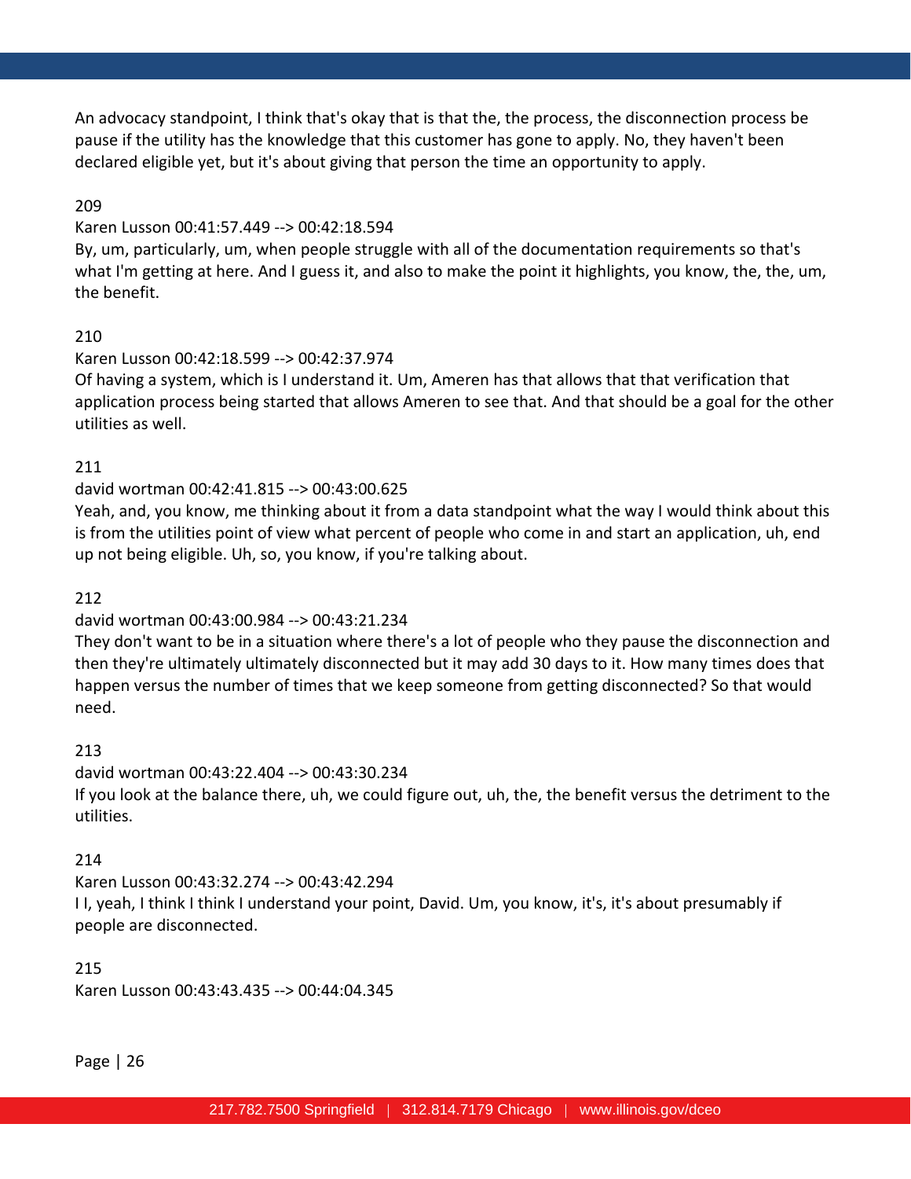An advocacy standpoint, I think that's okay that is that the, the process, the disconnection process be pause if the utility has the knowledge that this customer has gone to apply. No, they haven't been declared eligible yet, but it's about giving that person the time an opportunity to apply.

209

Karen Lusson 00:41:57.449 --> 00:42:18.594

By, um, particularly, um, when people struggle with all of the documentation requirements so that's what I'm getting at here. And I guess it, and also to make the point it highlights, you know, the, the, um, the benefit.

210

Karen Lusson 00:42:18.599 --> 00:42:37.974

Of having a system, which is I understand it. Um, Ameren has that allows that that verification that application process being started that allows Ameren to see that. And that should be a goal for the other utilities as well.

211

david wortman 00:42:41.815 --> 00:43:00.625

Yeah, and, you know, me thinking about it from a data standpoint what the way I would think about this is from the utilities point of view what percent of people who come in and start an application, uh, end up not being eligible. Uh, so, you know, if you're talking about.

212

david wortman 00:43:00.984 --> 00:43:21.234

They don't want to be in a situation where there's a lot of people who they pause the disconnection and then they're ultimately ultimately disconnected but it may add 30 days to it. How many times does that happen versus the number of times that we keep someone from getting disconnected? So that would need.

213

david wortman 00:43:22.404 --> 00:43:30.234

If you look at the balance there, uh, we could figure out, uh, the, the benefit versus the detriment to the utilities.

214

Karen Lusson 00:43:32.274 --> 00:43:42.294

I I, yeah, I think I think I understand your point, David. Um, you know, it's, it's about presumably if people are disconnected.

215

Karen Lusson 00:43:43.435 --> 00:44:04.345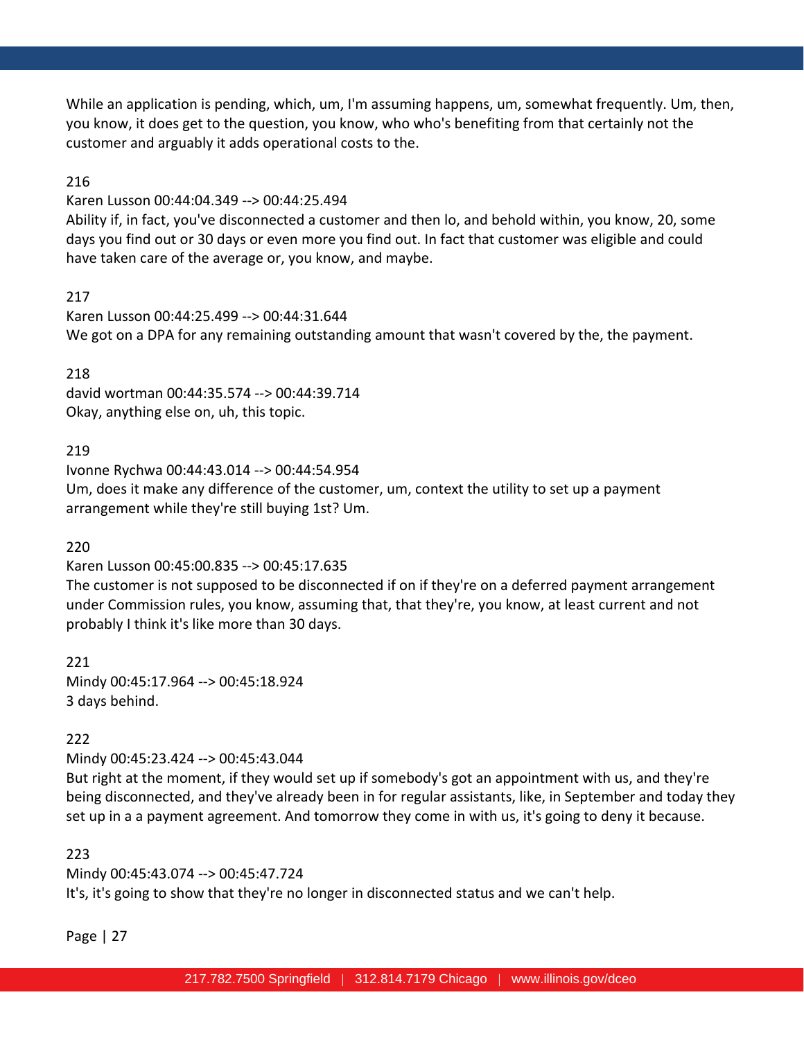While an application is pending, which, um, I'm assuming happens, um, somewhat frequently. Um, then, you know, it does get to the question, you know, who who's benefiting from that certainly not the customer and arguably it adds operational costs to the.

216

Karen Lusson 00:44:04.349 --> 00:44:25.494

Ability if, in fact, you've disconnected a customer and then lo, and behold within, you know, 20, some days you find out or 30 days or even more you find out. In fact that customer was eligible and could have taken care of the average or, you know, and maybe.

217

Karen Lusson 00:44:25.499 --> 00:44:31.644

We got on a DPA for any remaining outstanding amount that wasn't covered by the, the payment.

218

david wortman 00:44:35.574 --> 00:44:39.714

Okay, anything else on, uh, this topic.

219

Ivonne Rychwa 00:44:43.014 --> 00:44:54.954

Um, does it make any difference of the customer, um, context the utility to set up a payment arrangement while they're still buying 1st? Um.

220

Karen Lusson 00:45:00.835 --> 00:45:17.635

The customer is not supposed to be disconnected if on if they're on a deferred payment arrangement under Commission rules, you know, assuming that, that they're, you know, at least current and not probably I think it's like more than 30 days.

221

Mindy 00:45:17.964 --> 00:45:18.924

3 days behind.

222

Mindy 00:45:23.424 --> 00:45:43.044

But right at the moment, if they would set up if somebody's got an appointment with us, and they're being disconnected, and they've already been in for regular assistants, like, in September and today they set up in a a payment agreement. And tomorrow they come in with us, it's going to deny it because.

223

Mindy 00:45:43.074 --> 00:45:47.724

It's, it's going to show that they're no longer in disconnected status and we can't help.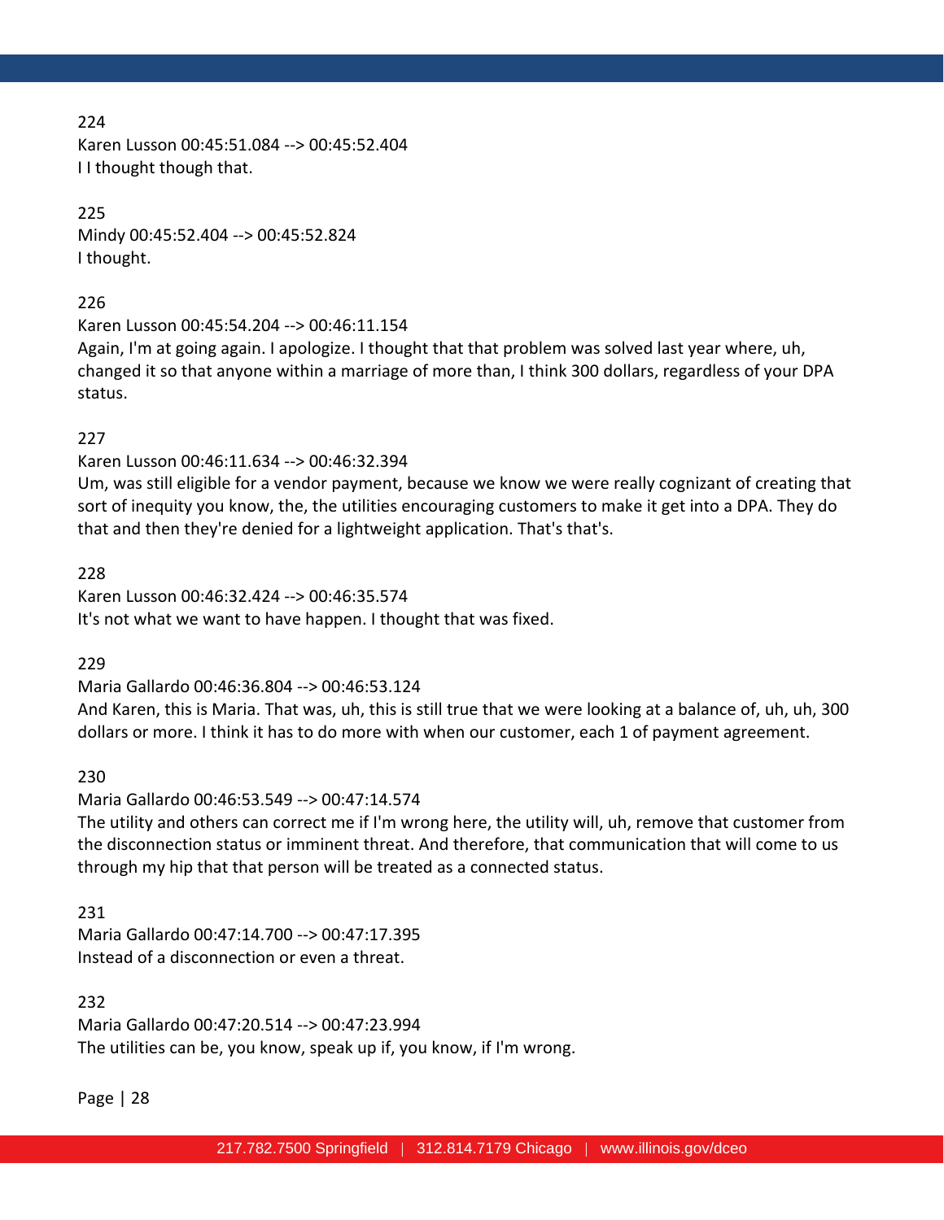224
Karen Lusson 00:45:51.084 --> 00:45:52.404
I I thought though that.

225
Mindy 00:45:52.404 --> 00:45:52.824
I thought.

226
Karen Lusson 00:45:54.204 --> 00:46:11.154
Again, I'm at going again. I apologize. I thought that that problem was solved last year where, uh, changed it so that anyone within a marriage of more than, I think 300 dollars, regardless of your DPA status.

227
Karen Lusson 00:46:11.634 --> 00:46:32.394
Um, was still eligible for a vendor payment, because we know we were really cognizant of creating that sort of inequity you know, the, the utilities encouraging customers to make it get into a DPA. They do that and then they're denied for a lightweight application. That's that's.

228
Karen Lusson 00:46:32.424 --> 00:46:35.574
It's not what we want to have happen. I thought that was fixed.

229
Maria Gallardo 00:46:36.804 --> 00:46:53.124
And Karen, this is Maria. That was, uh, this is still true that we were looking at a balance of, uh, uh, 300 dollars or more. I think it has to do more with when our customer, each 1 of payment agreement.

230
Maria Gallardo 00:46:53.549 --> 00:47:14.574
The utility and others can correct me if I'm wrong here, the utility will, uh, remove that customer from the disconnection status or imminent threat. And therefore, that communication that will come to us through my hip that that person will be treated as a connected status.

231
Maria Gallardo 00:47:14.700 --> 00:47:17.395
Instead of a disconnection or even a threat.

232
Maria Gallardo 00:47:20.514 --> 00:47:23.994
The utilities can be, you know, speak up if, you know, if I'm wrong.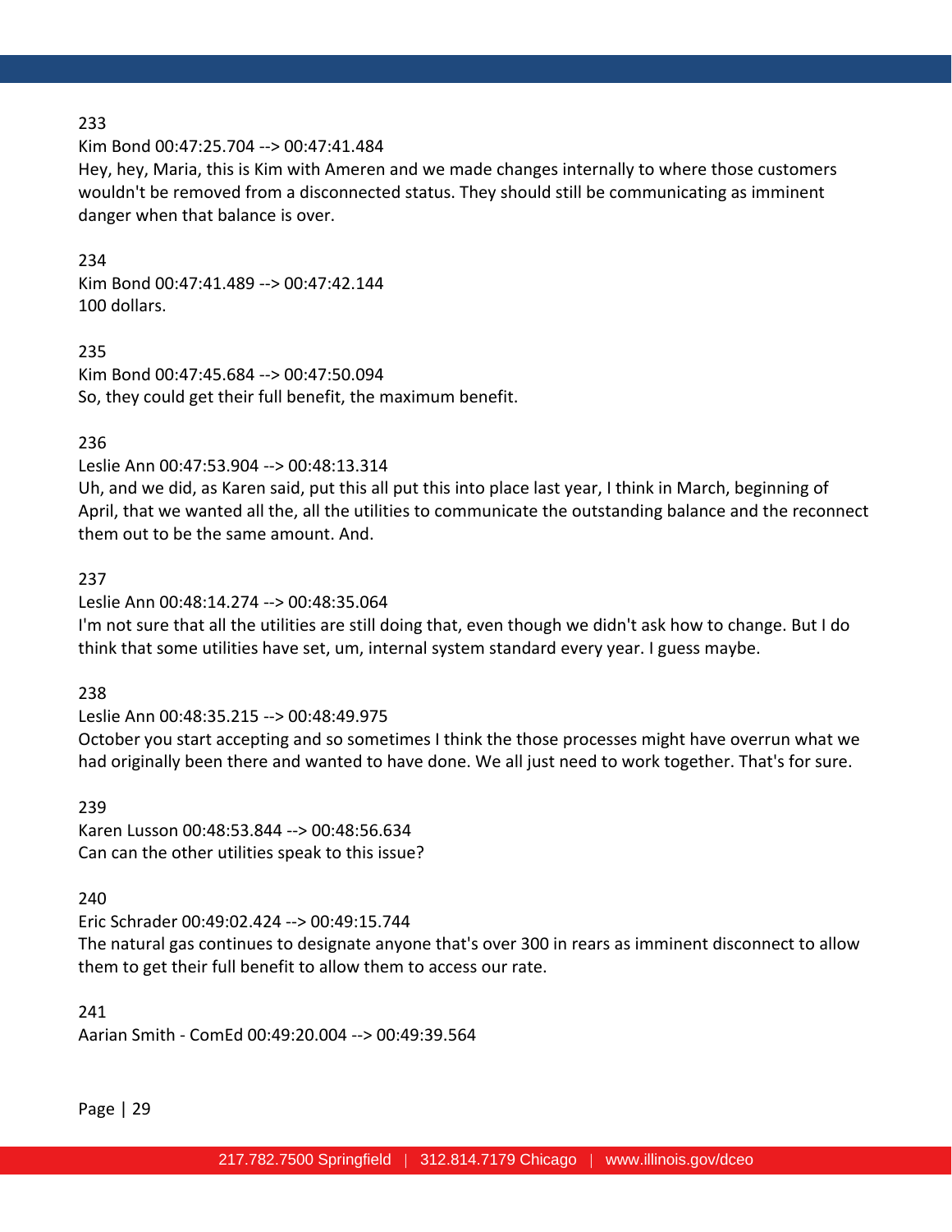233

Kim Bond 00:47:25.704 --> 00:47:41.484

Hey, hey, Maria, this is Kim with Ameren and we made changes internally to where those customers wouldn't be removed from a disconnected status. They should still be communicating as imminent danger when that balance is over.

234

Kim Bond 00:47:41.489 --> 00:47:42.144

100 dollars.

235

Kim Bond 00:47:45.684 --> 00:47:50.094

So, they could get their full benefit, the maximum benefit.

236

Leslie Ann 00:47:53.904 --> 00:48:13.314

Uh, and we did, as Karen said, put this all put this into place last year, I think in March, beginning of April, that we wanted all the, all the utilities to communicate the outstanding balance and the reconnect them out to be the same amount. And.

237

Leslie Ann 00:48:14.274 --> 00:48:35.064

I'm not sure that all the utilities are still doing that, even though we didn't ask how to change. But I do think that some utilities have set, um, internal system standard every year. I guess maybe.

238

Leslie Ann 00:48:35.215 --> 00:48:49.975

October you start accepting and so sometimes I think the those processes might have overrun what we had originally been there and wanted to have done. We all just need to work together. That's for sure.

239

Karen Lusson 00:48:53.844 --> 00:48:56.634

Can can the other utilities speak to this issue?

240

Eric Schrader 00:49:02.424 --> 00:49:15.744

The natural gas continues to designate anyone that's over 300 in rears as imminent disconnect to allow them to get their full benefit to allow them to access our rate.

241

Aarian Smith - ComEd 00:49:20.004 --> 00:49:39.564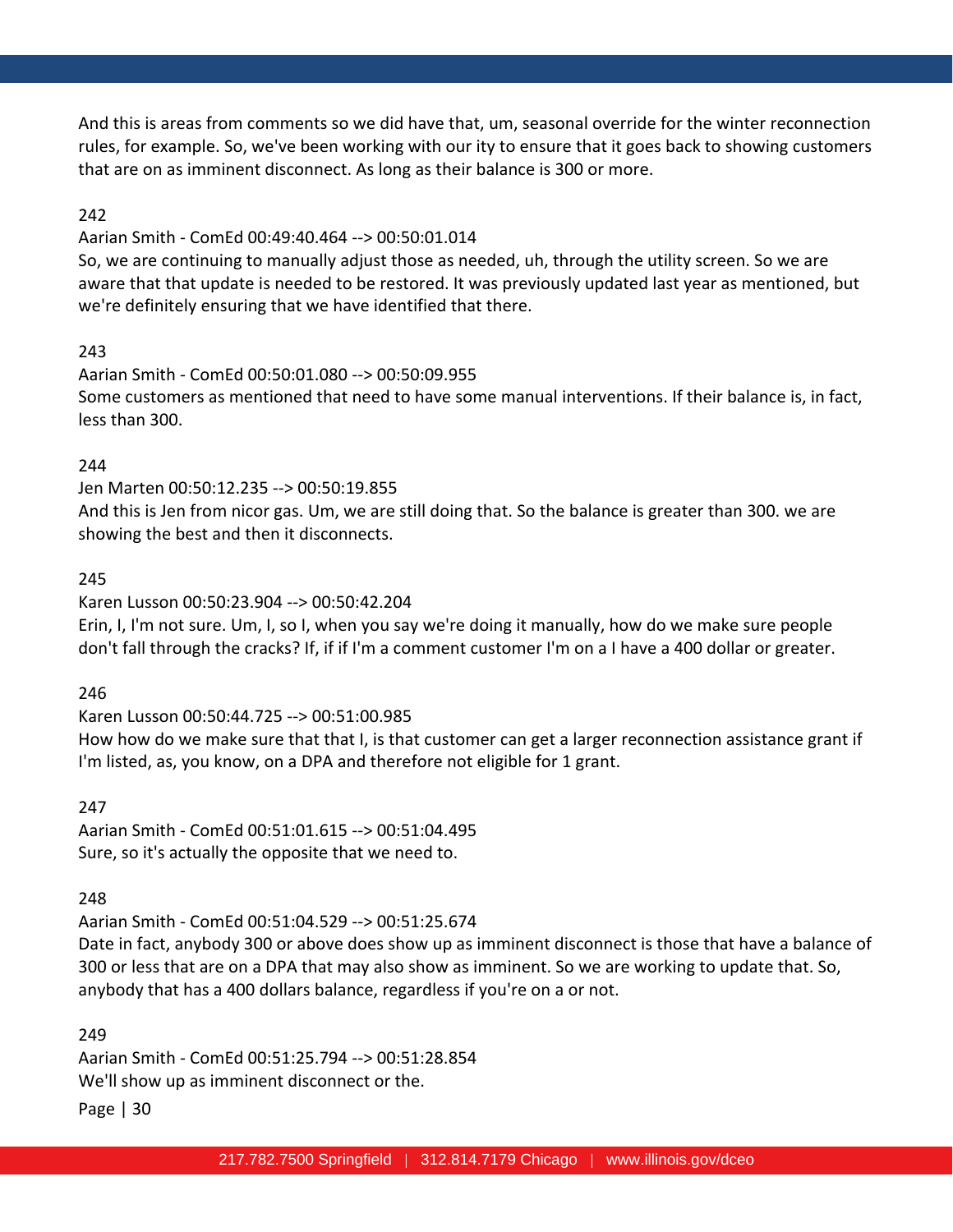And this is areas from comments so we did have that, um, seasonal override for the winter reconnection rules, for example. So, we've been working with our ity to ensure that it goes back to showing customers that are on as imminent disconnect. As long as their balance is 300 or more.

242

Aarian Smith - ComEd 00:49:40.464 --> 00:50:01.014

So, we are continuing to manually adjust those as needed, uh, through the utility screen. So we are aware that that update is needed to be restored. It was previously updated last year as mentioned, but we're definitely ensuring that we have identified that there.

243

Aarian Smith - ComEd 00:50:01.080 --> 00:50:09.955

Some customers as mentioned that need to have some manual interventions. If their balance is, in fact, less than 300.

244

Jen Marten 00:50:12.235 --> 00:50:19.855

And this is Jen from nicor gas. Um, we are still doing that. So the balance is greater than 300. we are showing the best and then it disconnects.

245

Karen Lusson 00:50:23.904 --> 00:50:42.204

Erin, I, I'm not sure. Um, I, so I, when you say we're doing it manually, how do we make sure people don't fall through the cracks? If, if if I'm a comment customer I'm on a I have a 400 dollar or greater.

246

Karen Lusson 00:50:44.725 --> 00:51:00.985

How how do we make sure that that I, is that customer can get a larger reconnection assistance grant if I'm listed, as, you know, on a DPA and therefore not eligible for 1 grant.

247

Aarian Smith - ComEd 00:51:01.615 --> 00:51:04.495

Sure, so it's actually the opposite that we need to.

248

Aarian Smith - ComEd 00:51:04.529 --> 00:51:25.674

Date in fact, anybody 300 or above does show up as imminent disconnect is those that have a balance of 300 or less that are on a DPA that may also show as imminent. So we are working to update that. So, anybody that has a 400 dollars balance, regardless if you're on a or not.

249

Aarian Smith - ComEd 00:51:25.794 --> 00:51:28.854

We'll show up as imminent disconnect or the.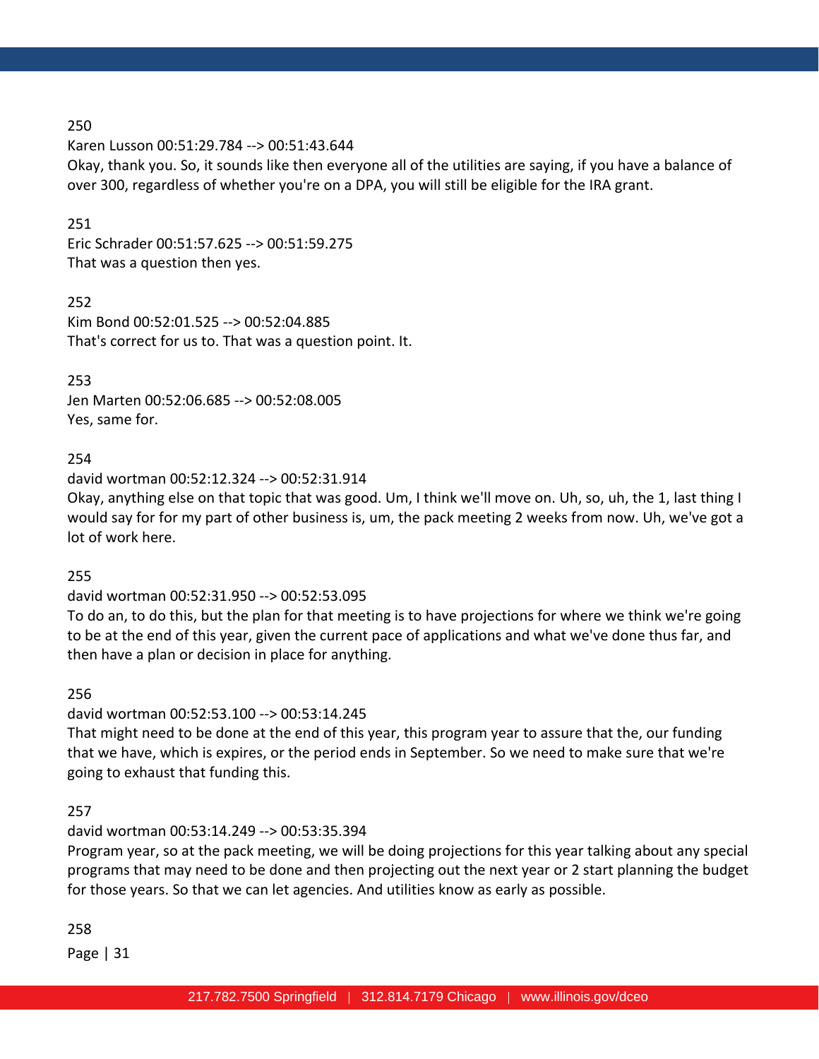250

Karen Lusson 00:51:29.784 --> 00:51:43.644

Okay, thank you. So, it sounds like then everyone all of the utilities are saying, if you have a balance of over 300, regardless of whether you're on a DPA, you will still be eligible for the IRA grant.

251

Eric Schrader 00:51:57.625 --> 00:51:59.275

That was a question then yes.

252

Kim Bond 00:52:01.525 --> 00:52:04.885

That's correct for us to. That was a question point. It.

253

Jen Marten 00:52:06.685 --> 00:52:08.005

Yes, same for.

254

david wortman 00:52:12.324 --> 00:52:31.914

Okay, anything else on that topic that was good. Um, I think we'll move on. Uh, so, uh, the 1, last thing I would say for for my part of other business is, um, the pack meeting 2 weeks from now. Uh, we've got a lot of work here.

255

david wortman 00:52:31.950 --> 00:52:53.095

To do an, to do this, but the plan for that meeting is to have projections for where we think we're going to be at the end of this year, given the current pace of applications and what we've done thus far, and then have a plan or decision in place for anything.

256

david wortman 00:52:53.100 --> 00:53:14.245

That might need to be done at the end of this year, this program year to assure that the, our funding that we have, which is expires, or the period ends in September. So we need to make sure that we're going to exhaust that funding this.

257

david wortman 00:53:14.249 --> 00:53:35.394

Program year, so at the pack meeting, we will be doing projections for this year talking about any special programs that may need to be done and then projecting out the next year or 2 start planning the budget for those years. So that we can let agencies. And utilities know as early as possible.

258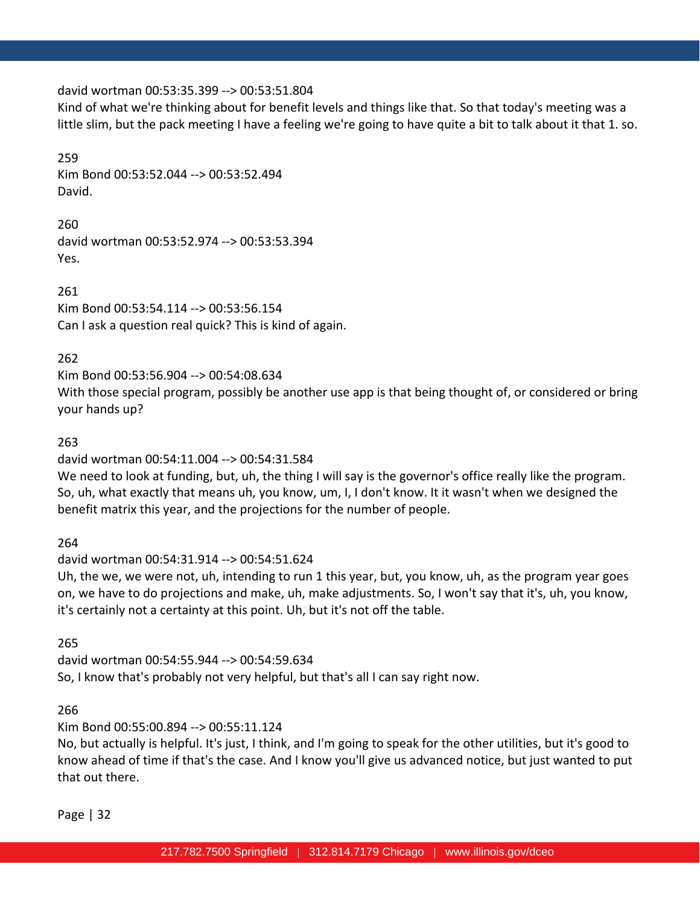david wortman 00:53:35.399 --> 00:53:51.804
Kind of what we're thinking about for benefit levels and things like that. So that today's meeting was a little slim, but the pack meeting I have a feeling we're going to have quite a bit to talk about it that 1. so.

259
Kim Bond 00:53:52.044 --> 00:53:52.494
David.

260
david wortman 00:53:52.974 --> 00:53:53.394
Yes.

261
Kim Bond 00:53:54.114 --> 00:53:56.154
Can I ask a question real quick? This is kind of again.

262
Kim Bond 00:53:56.904 --> 00:54:08.634
With those special program, possibly be another use app is that being thought of, or considered or bring your hands up?

263
david wortman 00:54:11.004 --> 00:54:31.584
We need to look at funding, but, uh, the thing I will say is the governor's office really like the program. So, uh, what exactly that means uh, you know, um, I, I don't know. It it wasn't when we designed the benefit matrix this year, and the projections for the number of people.

264
david wortman 00:54:31.914 --> 00:54:51.624
Uh, the we, we were not, uh, intending to run 1 this year, but, you know, uh, as the program year goes on, we have to do projections and make, uh, make adjustments. So, I won't say that it's, uh, you know, it's certainly not a certainty at this point. Uh, but it's not off the table.

265
david wortman 00:54:55.944 --> 00:54:59.634
So, I know that's probably not very helpful, but that's all I can say right now.

266
Kim Bond 00:55:00.894 --> 00:55:11.124
No, but actually is helpful. It's just, I think, and I'm going to speak for the other utilities, but it's good to know ahead of time if that's the case. And I know you'll give us advanced notice, but just wanted to put that out there.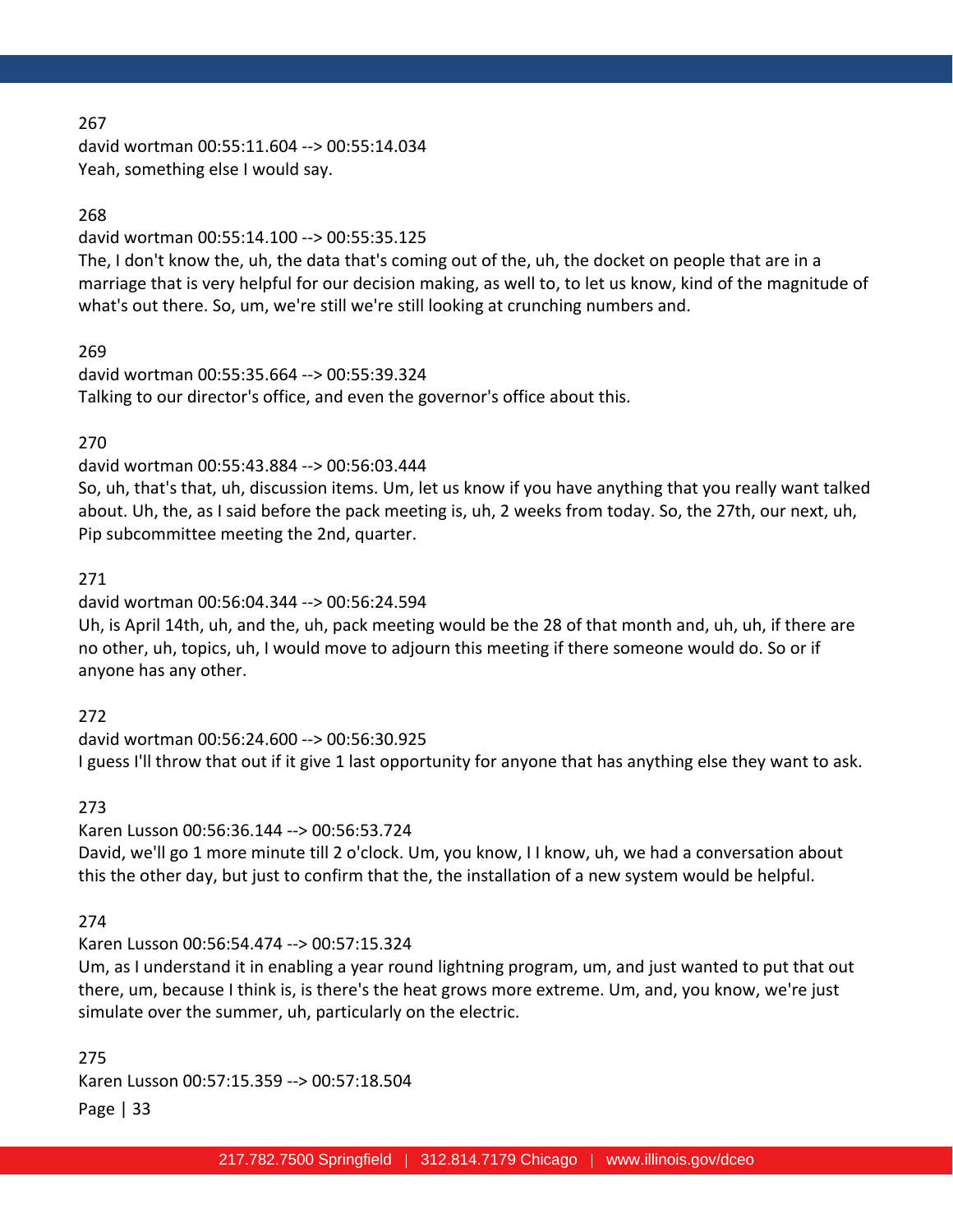267
david wortman 00:55:11.604 --> 00:55:14.034
Yeah, something else I would say.

268
david wortman 00:55:14.100 --> 00:55:35.125
The, I don't know the, uh, the data that's coming out of the, uh, the docket on people that are in a marriage that is very helpful for our decision making, as well to, to let us know, kind of the magnitude of what's out there. So, um, we're still we're still looking at crunching numbers and.

269
david wortman 00:55:35.664 --> 00:55:39.324
Talking to our director's office, and even the governor's office about this.

270
david wortman 00:55:43.884 --> 00:56:03.444
So, uh, that's that, uh, discussion items. Um, let us know if you have anything that you really want talked about. Uh, the, as I said before the pack meeting is, uh, 2 weeks from today. So, the 27th, our next, uh, Pip subcommittee meeting the 2nd, quarter.

271
david wortman 00:56:04.344 --> 00:56:24.594
Uh, is April 14th, uh, and the, uh, pack meeting would be the 28 of that month and, uh, uh, if there are no other, uh, topics, uh, I would move to adjourn this meeting if there someone would do. So or if anyone has any other.

272
david wortman 00:56:24.600 --> 00:56:30.925
I guess I'll throw that out if it give 1 last opportunity for anyone that has anything else they want to ask.

273
Karen Lusson 00:56:36.144 --> 00:56:53.724
David, we'll go 1 more minute till 2 o'clock. Um, you know, I I know, uh, we had a conversation about this the other day, but just to confirm that the, the installation of a new system would be helpful.

274
Karen Lusson 00:56:54.474 --> 00:57:15.324
Um, as I understand it in enabling a year round lightning program, um, and just wanted to put that out there, um, because I think is, is there's the heat grows more extreme. Um, and, you know, we're just simulate over the summer, uh, particularly on the electric.

275
Karen Lusson 00:57:15.359 --> 00:57:18.504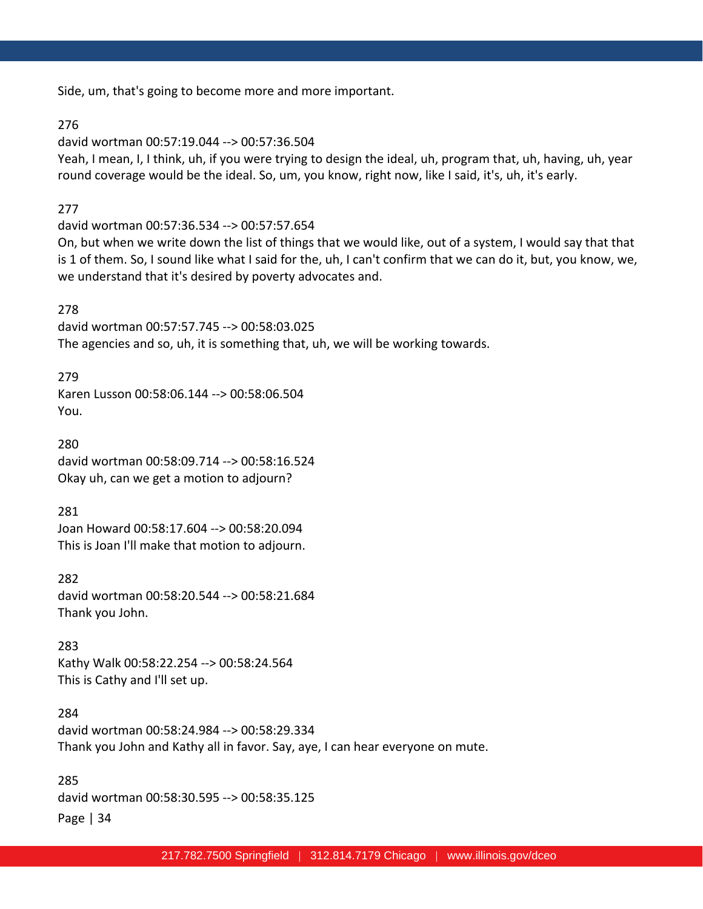Side, um, that's going to become more and more important.

276

david wortman 00:57:19.044 --> 00:57:36.504

Yeah, I mean, I, I think, uh, if you were trying to design the ideal, uh, program that, uh, having, uh, year round coverage would be the ideal. So, um, you know, right now, like I said, it's, uh, it's early.

277

david wortman 00:57:36.534 --> 00:57:57.654

On, but when we write down the list of things that we would like, out of a system, I would say that that is 1 of them. So, I sound like what I said for the, uh, I can't confirm that we can do it, but, you know, we, we understand that it's desired by poverty advocates and.

278

david wortman 00:57:57.745 --> 00:58:03.025

The agencies and so, uh, it is something that, uh, we will be working towards.

279

Karen Lusson 00:58:06.144 --> 00:58:06.504

You.

280

david wortman 00:58:09.714 --> 00:58:16.524

Okay uh, can we get a motion to adjourn?

281

Joan Howard 00:58:17.604 --> 00:58:20.094

This is Joan I'll make that motion to adjourn.

282

david wortman 00:58:20.544 --> 00:58:21.684

Thank you John.

283

Kathy Walk 00:58:22.254 --> 00:58:24.564

This is Cathy and I'll set up.

284

david wortman 00:58:24.984 --> 00:58:29.334

Thank you John and Kathy all in favor. Say, aye, I can hear everyone on mute.

285

david wortman 00:58:30.595 --> 00:58:35.125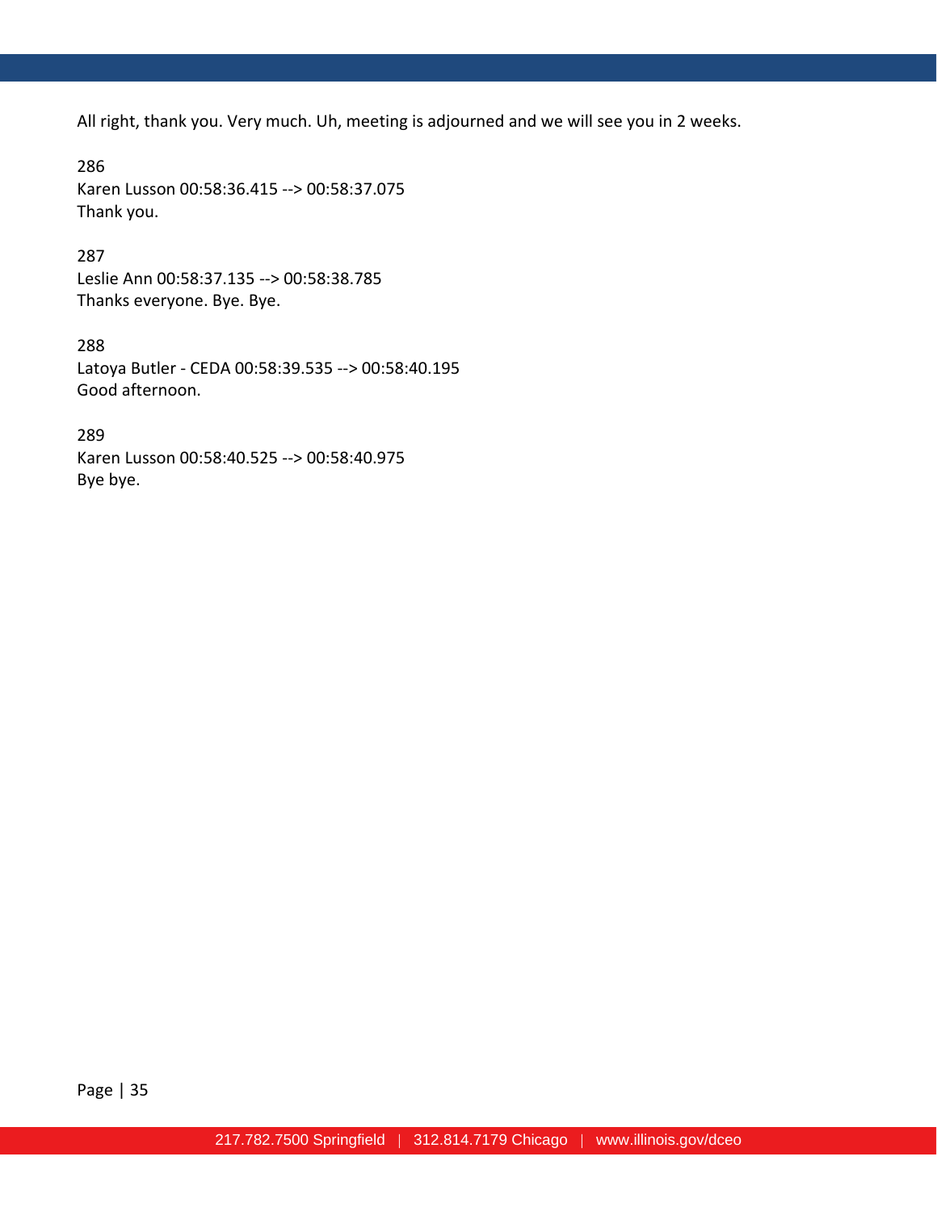All right, thank you. Very much. Uh, meeting is adjourned and we will see you in 2 weeks.

286
Karen Lusson 00:58:36.415 --> 00:58:37.075
Thank you.

287
Leslie Ann 00:58:37.135 --> 00:58:38.785
Thanks everyone. Bye. Bye.

288
Latoya Butler - CEDA 00:58:39.535 --> 00:58:40.195
Good afternoon.

289
Karen Lusson 00:58:40.525 --> 00:58:40.975
Bye bye.